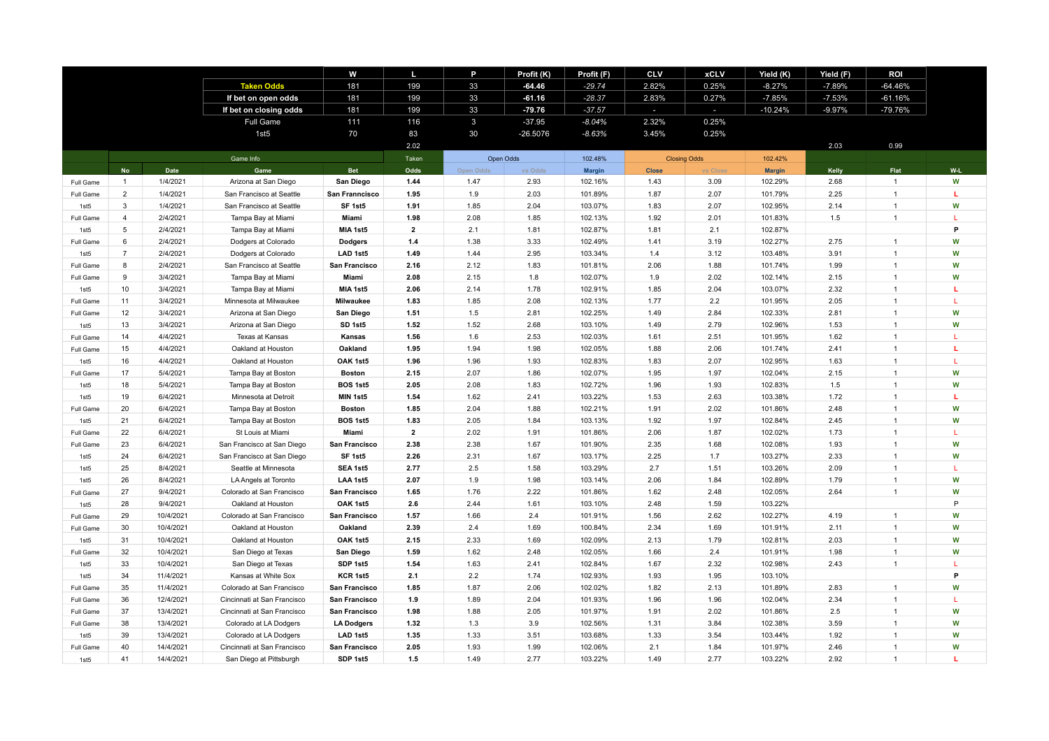| | | | W | L | P | Profit (K) | Profit (F) | CLV | xCLV | Yield (K) | Yield (F) | ROI |
|---|---|---|---|---|---|---|---|---|---|---|---|---|
| | | **Taken Odds** | 181 | 199 | 33 | **-64.46** | *-29.74* | 2.82% | 0.25% | -8.27% | -7.89% | -64.46% |
| | | **If bet on open odds** | 181 | 199 | 33 | **-61.16** | *-28.37* | 2.83% | 0.27% | -7.85% | -7.53% | -61.16% |
| | | **If bet on closing odds** | 181 | 199 | 33 | **-79.76** | *-37.57* | - | - | -10.24% | -9.97% | -79.76% |
| | | Full Game | 111 | 116 | 3 | -37.95 | *-8.04%* | 2.32% | 0.25% | | | |
| | | 1st5 | 70 | 83 | 30 | -26.5076 | *-8.63%* | 3.45% | 0.25% | | | |
| | | | | 2.02 | | | | | | | 2.03 | 0.99 |

| | Game Info | | | | Taken | Open Odds | | 102.48% | Closing Odds | | 102.42% | | | |
|---|---|---|---|---|---|---|---|---|---|---|---|---|---|---|
| | No | Date | Game | Bet | Odds | Open Odds | vs Odds | Margin | Close | vs Close | Margin | Kelly | Flat | W-L |
| Full Game | 1 | 1/4/2021 | Arizona at San Diego | **San Diego** | **1.44** | 1.47 | 2.93 | 102.16% | 1.43 | 3.09 | 102.29% | 2.68 | 1 | W |
| Full Game | 2 | 1/4/2021 | San Francisco at Seattle | **San Franncisco** | **1.95** | 1.9 | 2.03 | 101.89% | 1.87 | 2.07 | 101.79% | 2.25 | 1 | L |
| 1st5 | 3 | 1/4/2021 | San Francisco at Seattle | **SF 1st5** | **1.91** | 1.85 | 2.04 | 103.07% | 1.83 | 2.07 | 102.95% | 2.14 | 1 | W |
| Full Game | 4 | 2/4/2021 | Tampa Bay at Miami | **Miami** | **1.98** | 2.08 | 1.85 | 102.13% | 1.92 | 2.01 | 101.83% | 1.5 | 1 | L |
| 1st5 | 5 | 2/4/2021 | Tampa Bay at Miami | **MIA 1st5** | **2** | 2.1 | 1.81 | 102.87% | 1.81 | 2.1 | 102.87% | | | P |
| Full Game | 6 | 2/4/2021 | Dodgers at Colorado | **Dodgers** | **1.4** | 1.38 | 3.33 | 102.49% | 1.41 | 3.19 | 102.27% | 2.75 | 1 | W |
| 1st5 | 7 | 2/4/2021 | Dodgers at Colorado | **LAD 1st5** | **1.49** | 1.44 | 2.95 | 103.34% | 1.4 | 3.12 | 103.48% | 3.91 | 1 | W |
| Full Game | 8 | 2/4/2021 | San Francisco at Seattle | **San Francisco** | **2.16** | 2.12 | 1.83 | 101.81% | 2.06 | 1.88 | 101.74% | 1.99 | 1 | W |
| Full Game | 9 | 3/4/2021 | Tampa Bay at Miami | **Miami** | **2.08** | 2.15 | 1.8 | 102.07% | 1.9 | 2.02 | 102.14% | 2.15 | 1 | W |
| 1st5 | 10 | 3/4/2021 | Tampa Bay at Miami | **MIA 1st5** | **2.06** | 2.14 | 1.78 | 102.91% | 1.85 | 2.04 | 103.07% | 2.32 | 1 | L |
| Full Game | 11 | 3/4/2021 | Minnesota at Milwaukee | **Milwaukee** | **1.83** | 1.85 | 2.08 | 102.13% | 1.77 | 2.2 | 101.95% | 2.05 | 1 | L |
| Full Game | 12 | 3/4/2021 | Arizona at San Diego | **San Diego** | **1.51** | 1.5 | 2.81 | 102.25% | 1.49 | 2.84 | 102.33% | 2.81 | 1 | W |
| 1st5 | 13 | 3/4/2021 | Arizona at San Diego | **SD 1st5** | **1.52** | 1.52 | 2.68 | 103.10% | 1.49 | 2.79 | 102.96% | 1.53 | 1 | W |
| Full Game | 14 | 4/4/2021 | Texas at Kansas | **Kansas** | **1.56** | 1.6 | 2.53 | 102.03% | 1.61 | 2.51 | 101.95% | 1.62 | 1 | L |
| Full Game | 15 | 4/4/2021 | Oakland at Houston | **Oakland** | **1.95** | 1.94 | 1.98 | 102.05% | 1.88 | 2.06 | 101.74% | 2.41 | 1 | L |
| 1st5 | 16 | 4/4/2021 | Oakland at Houston | **OAK 1st5** | **1.96** | 1.96 | 1.93 | 102.83% | 1.83 | 2.07 | 102.95% | 1.63 | 1 | L |
| Full Game | 17 | 5/4/2021 | Tampa Bay at Boston | **Boston** | **2.15** | 2.07 | 1.86 | 102.07% | 1.95 | 1.97 | 102.04% | 2.15 | 1 | W |
| 1st5 | 18 | 5/4/2021 | Tampa Bay at Boston | **BOS 1st5** | **2.05** | 2.08 | 1.83 | 102.72% | 1.96 | 1.93 | 102.83% | 1.5 | 1 | W |
| 1st5 | 19 | 6/4/2021 | Minnesota at Detroit | **MIN 1st5** | **1.54** | 1.62 | 2.41 | 103.22% | 1.53 | 2.63 | 103.38% | 1.72 | 1 | L |
| Full Game | 20 | 6/4/2021 | Tampa Bay at Boston | **Boston** | **1.85** | 2.04 | 1.88 | 102.21% | 1.91 | 2.02 | 101.86% | 2.48 | 1 | W |
| 1st5 | 21 | 6/4/2021 | Tampa Bay at Boston | **BOS 1st5** | **1.83** | 2.05 | 1.84 | 103.13% | 1.92 | 1.97 | 102.84% | 2.45 | 1 | W |
| Full Game | 22 | 6/4/2021 | St Louis at Miami | **Miami** | **2** | 2.02 | 1.91 | 101.86% | 2.06 | 1.87 | 102.02% | 1.73 | 1 | L |
| Full Game | 23 | 6/4/2021 | San Francisco at San Diego | **San Francisco** | **2.38** | 2.38 | 1.67 | 101.90% | 2.35 | 1.68 | 102.08% | 1.93 | 1 | W |
| 1st5 | 24 | 6/4/2021 | San Francisco at San Diego | **SF 1st5** | **2.26** | 2.31 | 1.67 | 103.17% | 2.25 | 1.7 | 103.27% | 2.33 | 1 | W |
| 1st5 | 25 | 8/4/2021 | Seattle at Minnesota | **SEA 1st5** | **2.77** | 2.5 | 1.58 | 103.29% | 2.7 | 1.51 | 103.26% | 2.09 | 1 | L |
| 1st5 | 26 | 8/4/2021 | LA Angels at Toronto | **LAA 1st5** | **2.07** | 1.9 | 1.98 | 103.14% | 2.06 | 1.84 | 102.89% | 1.79 | 1 | W |
| Full Game | 27 | 9/4/2021 | Colorado at San Francisco | **San Francisco** | **1.65** | 1.76 | 2.22 | 101.86% | 1.62 | 2.48 | 102.05% | 2.64 | 1 | W |
| 1st5 | 28 | 9/4/2021 | Oakland at Houston | **OAK 1st5** | **2.6** | 2.44 | 1.61 | 103.10% | 2.48 | 1.59 | 103.22% | | | P |
| Full Game | 29 | 10/4/2021 | Colorado at San Francisco | **San Francisco** | **1.57** | 1.66 | 2.4 | 101.91% | 1.56 | 2.62 | 102.27% | 4.19 | 1 | W |
| Full Game | 30 | 10/4/2021 | Oakland at Houston | **Oakland** | **2.39** | 2.4 | 1.69 | 100.84% | 2.34 | 1.69 | 101.91% | 2.11 | 1 | W |
| 1st5 | 31 | 10/4/2021 | Oakland at Houston | **OAK 1st5** | **2.15** | 2.33 | 1.69 | 102.09% | 2.13 | 1.79 | 102.81% | 2.03 | 1 | W |
| Full Game | 32 | 10/4/2021 | San Diego at Texas | **San Diego** | **1.59** | 1.62 | 2.48 | 102.05% | 1.66 | 2.4 | 101.91% | 1.98 | 1 | W |
| 1st5 | 33 | 10/4/2021 | San Diego at Texas | **SDP 1st5** | **1.54** | 1.63 | 2.41 | 102.84% | 1.67 | 2.32 | 102.98% | 2.43 | 1 | L |
| 1st5 | 34 | 11/4/2021 | Kansas at White Sox | **KCR 1st5** | **2.1** | 2.2 | 1.74 | 102.93% | 1.93 | 1.95 | 103.10% | | | P |
| Full Game | 35 | 11/4/2021 | Colorado at San Francisco | **San Francisco** | **1.85** | 1.87 | 2.06 | 102.02% | 1.82 | 2.13 | 101.89% | 2.83 | 1 | W |
| Full Game | 36 | 12/4/2021 | Cincinnati at San Francisco | **San Francisco** | **1.9** | 1.89 | 2.04 | 101.93% | 1.96 | 1.96 | 102.04% | 2.34 | 1 | L |
| Full Game | 37 | 13/4/2021 | Cincinnati at San Francisco | **San Francisco** | **1.98** | 1.88 | 2.05 | 101.97% | 1.91 | 2.02 | 101.86% | 2.5 | 1 | W |
| Full Game | 38 | 13/4/2021 | Colorado at LA Dodgers | **LA Dodgers** | **1.32** | 1.3 | 3.9 | 102.56% | 1.31 | 3.84 | 102.38% | 3.59 | 1 | W |
| 1st5 | 39 | 13/4/2021 | Colorado at LA Dodgers | **LAD 1st5** | **1.35** | 1.33 | 3.51 | 103.68% | 1.33 | 3.54 | 103.44% | 1.92 | 1 | W |
| Full Game | 40 | 14/4/2021 | Cincinnati at San Francisco | **San Francisco** | **2.05** | 1.93 | 1.99 | 102.06% | 2.1 | 1.84 | 101.97% | 2.46 | 1 | W |
| 1st5 | 41 | 14/4/2021 | San Diego at Pittsburgh | **SDP 1st5** | **1.5** | 1.49 | 2.77 | 103.22% | 1.49 | 2.77 | 103.22% | 2.92 | 1 | L |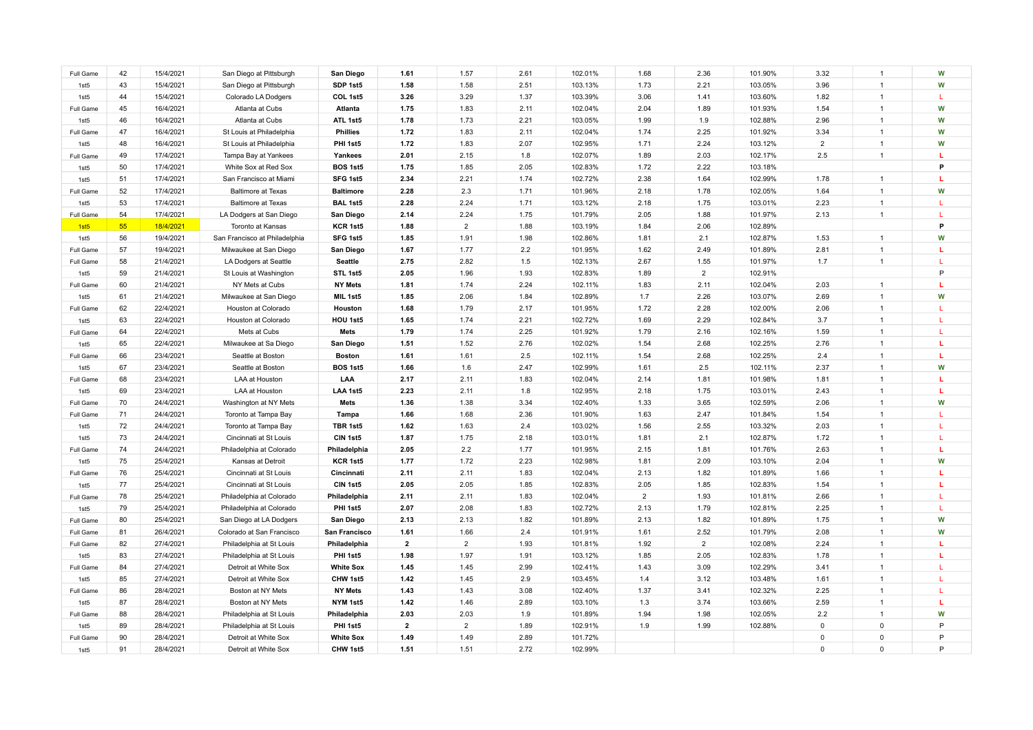| | | | | | | | | | | | | | |
|---|---|---|---|---|---|---|---|---|---|---|---|---|---|
| Full Game | 42 | 15/4/2021 | San Diego at Pittsburgh | **San Diego** | **1.61** | 1.57 | 2.61 | 102.01% | 1.68 | 2.36 | 101.90% | 3.32 | 1 | **W** |
| 1st5 | 43 | 15/4/2021 | San Diego at Pittsburgh | **SDP 1st5** | **1.58** | 1.58 | 2.51 | 103.13% | 1.73 | 2.21 | 103.05% | 3.96 | 1 | **W** |
| 1st5 | 44 | 15/4/2021 | Colorado LA Dodgers | **COL 1st5** | **3.26** | 3.29 | 1.37 | 103.39% | 3.06 | 1.41 | 103.60% | 1.82 | 1 | L |
| Full Game | 45 | 16/4/2021 | Atlanta at Cubs | **Atlanta** | **1.75** | 1.83 | 2.11 | 102.04% | 2.04 | 1.89 | 101.93% | 1.54 | 1 | **W** |
| 1st5 | 46 | 16/4/2021 | Atlanta at Cubs | **ATL 1st5** | **1.78** | 1.73 | 2.21 | 103.05% | 1.99 | 1.9 | 102.88% | 2.96 | 1 | **W** |
| Full Game | 47 | 16/4/2021 | St Louis at Philadelphia | **Phillies** | **1.72** | 1.83 | 2.11 | 102.04% | 1.74 | 2.25 | 101.92% | 3.34 | 1 | **W** |
| 1st5 | 48 | 16/4/2021 | St Louis at Philadelphia | **PHI 1st5** | **1.72** | 1.83 | 2.07 | 102.95% | 1.71 | 2.24 | 103.12% | 2 | 1 | **W** |
| Full Game | 49 | 17/4/2021 | Tampa Bay at Yankees | **Yankees** | **2.01** | 2.15 | 1.8 | 102.07% | 1.89 | 2.03 | 102.17% | 2.5 | 1 | **L** |
| 1st5 | 50 | 17/4/2021 | White Sox at Red Sox | **BOS 1st5** | **1.75** | 1.85 | 2.05 | 102.83% | 1.72 | 2.22 | 103.18% | | | **P** |
| 1st5 | 51 | 17/4/2021 | San Francisco at Miami | **SFG 1st5** | **2.34** | 2.21 | 1.74 | 102.72% | 2.38 | 1.64 | 102.99% | 1.78 | 1 | **L** |
| Full Game | 52 | 17/4/2021 | Baltimore at Texas | **Baltimore** | **2.28** | 2.3 | 1.71 | 101.96% | 2.18 | 1.78 | 102.05% | 1.64 | 1 | **W** |
| 1st5 | 53 | 17/4/2021 | Baltimore at Texas | **BAL 1st5** | **2.28** | 2.24 | 1.71 | 103.12% | 2.18 | 1.75 | 103.01% | 2.23 | 1 | L |
| Full Game | 54 | 17/4/2021 | LA Dodgers at San Diego | **San Diego** | **2.14** | 2.24 | 1.75 | 101.79% | 2.05 | 1.88 | 101.97% | 2.13 | 1 | L |
| 1st5 | 55 | 18/4/2021 | Toronto at Kansas | **KCR 1st5** | **1.88** | 2 | 1.88 | 103.19% | 1.84 | 2.06 | 102.89% | | | **P** |
| 1st5 | 56 | 19/4/2021 | San Francisco at Philadelphia | **SFG 1st5** | **1.85** | 1.91 | 1.98 | 102.86% | 1.81 | 2.1 | 102.87% | 1.53 | 1 | **W** |
| Full Game | 57 | 19/4/2021 | Milwaukee at San Diego | **San Diego** | **1.67** | 1.77 | 2.2 | 101.95% | 1.62 | 2.49 | 101.89% | 2.81 | 1 | **L** |
| Full Game | 58 | 21/4/2021 | LA Dodgers at Seattle | **Seattle** | **2.75** | 2.82 | 1.5 | 102.13% | 2.67 | 1.55 | 101.97% | 1.7 | 1 | L |
| 1st5 | 59 | 21/4/2021 | St Louis at Washington | **STL 1st5** | **2.05** | 1.96 | 1.93 | 102.83% | 1.89 | 2 | 102.91% | | | P |
| Full Game | 60 | 21/4/2021 | NY Mets at Cubs | **NY Mets** | **1.81** | 1.74 | 2.24 | 102.11% | 1.83 | 2.11 | 102.04% | 2.03 | 1 | **L** |
| 1st5 | 61 | 21/4/2021 | Milwaukee at San Diego | **MIL 1st5** | **1.85** | 2.06 | 1.84 | 102.89% | 1.7 | 2.26 | 103.07% | 2.69 | 1 | **W** |
| Full Game | 62 | 22/4/2021 | Houston at Colorado | **Houston** | **1.68** | 1.79 | 2.17 | 101.95% | 1.72 | 2.28 | 102.00% | 2.06 | 1 | L |
| 1st5 | 63 | 22/4/2021 | Houston at Colorado | **HOU 1st5** | **1.65** | 1.74 | 2.21 | 102.72% | 1.69 | 2.29 | 102.84% | 3.7 | 1 | L |
| Full Game | 64 | 22/4/2021 | Mets at Cubs | **Mets** | **1.79** | 1.74 | 2.25 | 101.92% | 1.79 | 2.16 | 102.16% | 1.59 | 1 | L |
| 1st5 | 65 | 22/4/2021 | Milwaukee at Sa Diego | **San Diego** | **1.51** | 1.52 | 2.76 | 102.02% | 1.54 | 2.68 | 102.25% | 2.76 | 1 | **L** |
| Full Game | 66 | 23/4/2021 | Seattle at Boston | **Boston** | **1.61** | 1.61 | 2.5 | 102.11% | 1.54 | 2.68 | 102.25% | 2.4 | 1 | **L** |
| 1st5 | 67 | 23/4/2021 | Seattle at Boston | **BOS 1st5** | **1.66** | 1.6 | 2.47 | 102.99% | 1.61 | 2.5 | 102.11% | 2.37 | 1 | **W** |
| Full Game | 68 | 23/4/2021 | LAA at Houston | **LAA** | **2.17** | 2.11 | 1.83 | 102.04% | 2.14 | 1.81 | 101.98% | 1.81 | 1 | **L** |
| 1st5 | 69 | 23/4/2021 | LAA at Houston | **LAA 1st5** | **2.23** | 2.11 | 1.8 | 102.95% | 2.18 | 1.75 | 103.01% | 2.43 | 1 | **L** |
| Full Game | 70 | 24/4/2021 | Washington at NY Mets | **Mets** | **1.36** | 1.38 | 3.34 | 102.40% | 1.33 | 3.65 | 102.59% | 2.06 | 1 | **W** |
| Full Game | 71 | 24/4/2021 | Toronto at Tampa Bay | **Tampa** | **1.66** | 1.68 | 2.36 | 101.90% | 1.63 | 2.47 | 101.84% | 1.54 | 1 | L |
| 1st5 | 72 | 24/4/2021 | Toronto at Tampa Bay | **TBR 1st5** | **1.62** | 1.63 | 2.4 | 103.02% | 1.56 | 2.55 | 103.32% | 2.03 | 1 | L |
| 1st5 | 73 | 24/4/2021 | Cincinnati at St Louis | **CIN 1st5** | **1.87** | 1.75 | 2.18 | 103.01% | 1.81 | 2.1 | 102.87% | 1.72 | 1 | L |
| Full Game | 74 | 24/4/2021 | Philadelphia at Colorado | **Philadelphia** | **2.05** | 2.2 | 1.77 | 101.95% | 2.15 | 1.81 | 101.76% | 2.63 | 1 | **L** |
| 1st5 | 75 | 25/4/2021 | Kansas at Detroit | **KCR 1st5** | **1.77** | 1.72 | 2.23 | 102.98% | 1.81 | 2.09 | 103.10% | 2.04 | 1 | **W** |
| Full Game | 76 | 25/4/2021 | Cincinnati at St Louis | **Cincinnati** | **2.11** | 2.11 | 1.83 | 102.04% | 2.13 | 1.82 | 101.89% | 1.66 | 1 | **L** |
| 1st5 | 77 | 25/4/2021 | Cincinnati at St Louis | **CIN 1st5** | **2.05** | 2.05 | 1.85 | 102.83% | 2.05 | 1.85 | 102.83% | 1.54 | 1 | **L** |
| Full Game | 78 | 25/4/2021 | Philadelphia at Colorado | **Philadelphia** | **2.11** | 2.11 | 1.83 | 102.04% | 2 | 1.93 | 101.81% | 2.66 | 1 | L |
| 1st5 | 79 | 25/4/2021 | Philadelphia at Colorado | **PHI 1st5** | **2.07** | 2.08 | 1.83 | 102.72% | 2.13 | 1.79 | 102.81% | 2.25 | 1 | L |
| Full Game | 80 | 25/4/2021 | San Diego at LA Dodgers | **San Diego** | **2.13** | 2.13 | 1.82 | 101.89% | 2.13 | 1.82 | 101.89% | 1.75 | 1 | **W** |
| Full Game | 81 | 26/4/2021 | Colorado at San Francisco | **San Francisco** | **1.61** | 1.66 | 2.4 | 101.91% | 1.61 | 2.52 | 101.79% | 2.08 | 1 | **W** |
| Full Game | 82 | 27/4/2021 | Philadelphia at St Louis | **Philadelphia** | **2** | 2 | 1.93 | 101.81% | 1.92 | 2 | 102.08% | 2.24 | 1 | **L** |
| 1st5 | 83 | 27/4/2021 | Philadelphia at St Louis | **PHI 1st5** | **1.98** | 1.97 | 1.91 | 103.12% | 1.85 | 2.05 | 102.83% | 1.78 | 1 | **L** |
| Full Game | 84 | 27/4/2021 | Detroit at White Sox | **White Sox** | **1.45** | 1.45 | 2.99 | 102.41% | 1.43 | 3.09 | 102.29% | 3.41 | 1 | L |
| 1st5 | 85 | 27/4/2021 | Detroit at White Sox | **CHW 1st5** | **1.42** | 1.45 | 2.9 | 103.45% | 1.4 | 3.12 | 103.48% | 1.61 | 1 | L |
| Full Game | 86 | 28/4/2021 | Boston at NY Mets | **NY Mets** | **1.43** | 1.43 | 3.08 | 102.40% | 1.37 | 3.41 | 102.32% | 2.25 | 1 | L |
| 1st5 | 87 | 28/4/2021 | Boston at NY Mets | **NYM 1st5** | **1.42** | 1.46 | 2.89 | 103.10% | 1.3 | 3.74 | 103.66% | 2.59 | 1 | **L** |
| Full Game | 88 | 28/4/2021 | Philadelphia at St Louis | **Philadelphia** | **2.03** | 2.03 | 1.9 | 101.89% | 1.94 | 1.98 | 102.05% | 2.2 | 1 | **W** |
| 1st5 | 89 | 28/4/2021 | Philadelphia at St Louis | **PHI 1st5** | **2** | 2 | 1.89 | 102.91% | 1.9 | 1.99 | 102.88% | 0 | 0 | P |
| Full Game | 90 | 28/4/2021 | Detroit at White Sox | **White Sox** | **1.49** | 1.49 | 2.89 | 101.72% | | | | 0 | 0 | P |
| 1st5 | 91 | 28/4/2021 | Detroit at White Sox | **CHW 1st5** | **1.51** | 1.51 | 2.72 | 102.99% | | | | 0 | 0 | P |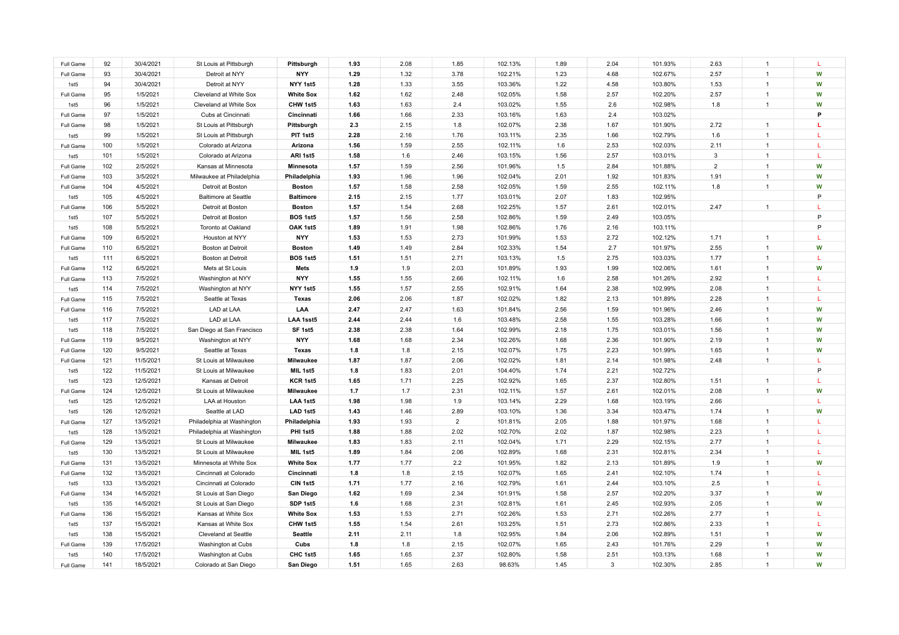| | | | | | | | | | | | | | | |
|---|---|---|---|---|---|---|---|---|---|---|---|---|---|---|
| Full Game | 92 | 30/4/2021 | St Louis at Pittsburgh | **Pittsburgh** | **1.93** | 2.08 | 1.85 | 102.13% | 1.89 | 2.04 | 101.93% | 2.63 | 1 | L |
| Full Game | 93 | 30/4/2021 | Detroit at NYY | **NYY** | **1.29** | 1.32 | 3.78 | 102.21% | 1.23 | 4.68 | 102.67% | 2.57 | 1 | **W** |
| 1st5 | 94 | 30/4/2021 | Detroit at NYY | **NYY 1st5** | **1.28** | 1.33 | 3.55 | 103.36% | 1.22 | 4.58 | 103.80% | 1.53 | 1 | **W** |
| Full Game | 95 | 1/5/2021 | Cleveland at White Sox | **White Sox** | **1.62** | 1.62 | 2.48 | 102.05% | 1.58 | 2.57 | 102.20% | 2.57 | 1 | **W** |
| 1st5 | 96 | 1/5/2021 | Cleveland at White Sox | **CHW 1st5** | **1.63** | 1.63 | 2.4 | 103.02% | 1.55 | 2.6 | 102.98% | 1.8 | 1 | **W** |
| Full Game | 97 | 1/5/2021 | Cubs at Cincinnati | **Cincinnati** | **1.66** | 1.66 | 2.33 | 103.16% | 1.63 | 2.4 | 103.02% | | | **P** |
| Full Game | 98 | 1/5/2021 | St Louis at Pittsburgh | **Pittsburgh** | **2.3** | 2.15 | 1.8 | 102.07% | 2.38 | 1.67 | 101.90% | 2.72 | 1 | **L** |
| 1st5 | 99 | 1/5/2021 | St Louis at Pittsburgh | **PIT 1st5** | **2.28** | 2.16 | 1.76 | 103.11% | 2.35 | 1.66 | 102.79% | 1.6 | 1 | L |
| Full Game | 100 | 1/5/2021 | Colorado at Arizona | **Arizona** | **1.56** | 1.59 | 2.55 | 102.11% | 1.6 | 2.53 | 102.03% | 2.11 | 1 | L |
| 1st5 | 101 | 1/5/2021 | Colorado at Arizona | **ARI 1st5** | **1.58** | 1.6 | 2.46 | 103.15% | 1.56 | 2.57 | 103.01% | 3 | 1 | L |
| Full Game | 102 | 2/5/2021 | Kansas at Minnesota | **Minnesota** | **1.57** | 1.59 | 2.56 | 101.96% | 1.5 | 2.84 | 101.88% | 2 | 1 | **W** |
| Full Game | 103 | 3/5/2021 | Milwaukee at Philadelphia | **Philadelphia** | **1.93** | 1.96 | 1.96 | 102.04% | 2.01 | 1.92 | 101.83% | 1.91 | 1 | **W** |
| Full Game | 104 | 4/5/2021 | Detroit at Boston | **Boston** | **1.57** | 1.58 | 2.58 | 102.05% | 1.59 | 2.55 | 102.11% | 1.8 | 1 | **W** |
| 1st5 | 105 | 4/5/2021 | Baltimore at Seattle | **Baltimore** | **2.15** | 2.15 | 1.77 | 103.01% | 2.07 | 1.83 | 102.95% | | | P |
| Full Game | 106 | 5/5/2021 | Detroit at Boston | **Boston** | **1.57** | 1.54 | 2.68 | 102.25% | 1.57 | 2.61 | 102.01% | 2.47 | 1 | L |
| 1st5 | 107 | 5/5/2021 | Detroit at Boston | **BOS 1st5** | **1.57** | 1.56 | 2.58 | 102.86% | 1.59 | 2.49 | 103.05% | | | P |
| 1st5 | 108 | 5/5/2021 | Toronto at Oakland | **OAK 1st5** | **1.89** | 1.91 | 1.98 | 102.86% | 1.76 | 2.16 | 103.11% | | | P |
| Full Game | 109 | 6/5/2021 | Houston at NYY | **NYY** | **1.53** | 1.53 | 2.73 | 101.99% | 1.53 | 2.72 | 102.12% | 1.71 | 1 | L |
| Full Game | 110 | 6/5/2021 | Boston at Detroit | **Boston** | **1.49** | 1.49 | 2.84 | 102.33% | 1.54 | 2.7 | 101.97% | 2.55 | 1 | **W** |
| 1st5 | 111 | 6/5/2021 | Boston at Detroit | **BOS 1st5** | **1.51** | 1.51 | 2.71 | 103.13% | 1.5 | 2.75 | 103.03% | 1.77 | 1 | L |
| Full Game | 112 | 6/5/2021 | Mets at St Louis | **Mets** | **1.9** | 1.9 | 2.03 | 101.89% | 1.93 | 1.99 | 102.06% | 1.61 | 1 | **W** |
| Full Game | 113 | 7/5/2021 | Washington at NYY | **NYY** | **1.55** | 1.55 | 2.66 | 102.11% | 1.6 | 2.58 | 101.26% | 2.92 | 1 | L |
| 1st5 | 114 | 7/5/2021 | Washington at NYY | **NYY 1st5** | **1.55** | 1.57 | 2.55 | 102.91% | 1.64 | 2.38 | 102.99% | 2.08 | 1 | L |
| Full Game | 115 | 7/5/2021 | Seattle at Texas | **Texas** | **2.06** | 2.06 | 1.87 | 102.02% | 1.82 | 2.13 | 101.89% | 2.28 | 1 | L |
| Full Game | 116 | 7/5/2021 | LAD at LAA | **LAA** | **2.47** | 2.47 | 1.63 | 101.84% | 2.56 | 1.59 | 101.96% | 2.46 | 1 | **W** |
| 1st5 | 117 | 7/5/2021 | LAD at LAA | **LAA 1sst5** | **2.44** | 2.44 | 1.6 | 103.48% | 2.58 | 1.55 | 103.28% | 1.66 | 1 | **W** |
| 1st5 | 118 | 7/5/2021 | San Diego at San Francisco | **SF 1st5** | **2.38** | 2.38 | 1.64 | 102.99% | 2.18 | 1.75 | 103.01% | 1.56 | 1 | **W** |
| Full Game | 119 | 9/5/2021 | Washington at NYY | **NYY** | **1.68** | 1.68 | 2.34 | 102.26% | 1.68 | 2.36 | 101.90% | 2.19 | 1 | **W** |
| Full Game | 120 | 9/5/2021 | Seattle at Texas | **Texas** | **1.8** | 1.8 | 2.15 | 102.07% | 1.75 | 2.23 | 101.99% | 1.65 | 1 | **W** |
| Full Game | 121 | 11/5/2021 | St Louis at Milwaukee | **Milwaukee** | **1.87** | 1.87 | 2.06 | 102.02% | 1.81 | 2.14 | 101.98% | 2.48 | 1 | L |
| 1st5 | 122 | 11/5/2021 | St Louis at Milwaukee | **MIL 1st5** | **1.8** | 1.83 | 2.01 | 104.40% | 1.74 | 2.21 | 102.72% | | | P |
| 1st5 | 123 | 12/5/2021 | Kansas at Detroit | **KCR 1st5** | **1.65** | 1.71 | 2.25 | 102.92% | 1.65 | 2.37 | 102.80% | 1.51 | 1 | L |
| Full Game | 124 | 12/5/2021 | St Louis at Milwaukee | **Milwaukee** | **1.7** | 1.7 | 2.31 | 102.11% | 1.57 | 2.61 | 102.01% | 2.08 | 1 | **W** |
| 1st5 | 125 | 12/5/2021 | LAA at Houston | **LAA 1st5** | **1.98** | 1.98 | 1.9 | 103.14% | 2.29 | 1.68 | 103.19% | 2.66 | | L |
| 1st5 | 126 | 12/5/2021 | Seattle at LAD | **LAD 1st5** | **1.43** | 1.46 | 2.89 | 103.10% | 1.36 | 3.34 | 103.47% | 1.74 | 1 | **W** |
| Full Game | 127 | 13/5/2021 | Philadelphia at Washington | **Philadelphia** | **1.93** | 1.93 | 2 | 101.81% | 2.05 | 1.88 | 101.97% | 1.68 | 1 | L |
| 1st5 | 128 | 13/5/2021 | Philadelphia at Washington | **PHI 1st5** | **1.88** | 1.88 | 2.02 | 102.70% | 2.02 | 1.87 | 102.98% | 2.23 | 1 | L |
| Full Game | 129 | 13/5/2021 | St Louis at Milwaukee | **Milwaukee** | **1.83** | 1.83 | 2.11 | 102.04% | 1.71 | 2.29 | 102.15% | 2.77 | 1 | L |
| 1st5 | 130 | 13/5/2021 | St Louis at Milwaukee | **MIL 1st5** | **1.89** | 1.84 | 2.06 | 102.89% | 1.68 | 2.31 | 102.81% | 2.34 | 1 | L |
| Full Game | 131 | 13/5/2021 | Minnesota at White Sox | **White Sox** | **1.77** | 1.77 | 2.2 | 101.95% | 1.82 | 2.13 | 101.89% | 1.9 | 1 | **W** |
| Full Game | 132 | 13/5/2021 | Cincinnati at Colorado | **Cincinnati** | **1.8** | 1.8 | 2.15 | 102.07% | 1.65 | 2.41 | 102.10% | 1.74 | 1 | L |
| 1st5 | 133 | 13/5/2021 | Cincinnati at Colorado | **CIN 1st5** | **1.71** | 1.77 | 2.16 | 102.79% | 1.61 | 2.44 | 103.10% | 2.5 | 1 | L |
| Full Game | 134 | 14/5/2021 | St Louis at San Diego | **San Diego** | **1.62** | 1.69 | 2.34 | 101.91% | 1.58 | 2.57 | 102.20% | 3.37 | 1 | **W** |
| 1st5 | 135 | 14/5/2021 | St Louis at San Diego | **SDP 1st5** | **1.6** | 1.68 | 2.31 | 102.81% | 1.61 | 2.45 | 102.93% | 2.05 | 1 | **W** |
| Full Game | 136 | 15/5/2021 | Kansas at White Sox | **White Sox** | **1.53** | 1.53 | 2.71 | 102.26% | 1.53 | 2.71 | 102.26% | 2.77 | 1 | L |
| 1st5 | 137 | 15/5/2021 | Kansas at White Sox | **CHW 1st5** | **1.55** | 1.54 | 2.61 | 103.25% | 1.51 | 2.73 | 102.86% | 2.33 | 1 | L |
| 1st5 | 138 | 15/5/2021 | Cleveland at Seattle | **Seattle** | **2.11** | 2.11 | 1.8 | 102.95% | 1.84 | 2.06 | 102.89% | 1.51 | 1 | **W** |
| Full Game | 139 | 17/5/2021 | Washington at Cubs | **Cubs** | **1.8** | 1.8 | 2.15 | 102.07% | 1.65 | 2.43 | 101.76% | 2.29 | 1 | **W** |
| 1st5 | 140 | 17/5/2021 | Washington at Cubs | **CHC 1st5** | **1.65** | 1.65 | 2.37 | 102.80% | 1.58 | 2.51 | 103.13% | 1.68 | 1 | **W** |
| Full Game | 141 | 18/5/2021 | Colorado at San Diego | **San Diego** | **1.51** | 1.65 | 2.63 | 98.63% | 1.45 | 3 | 102.30% | 2.85 | 1 | **W** |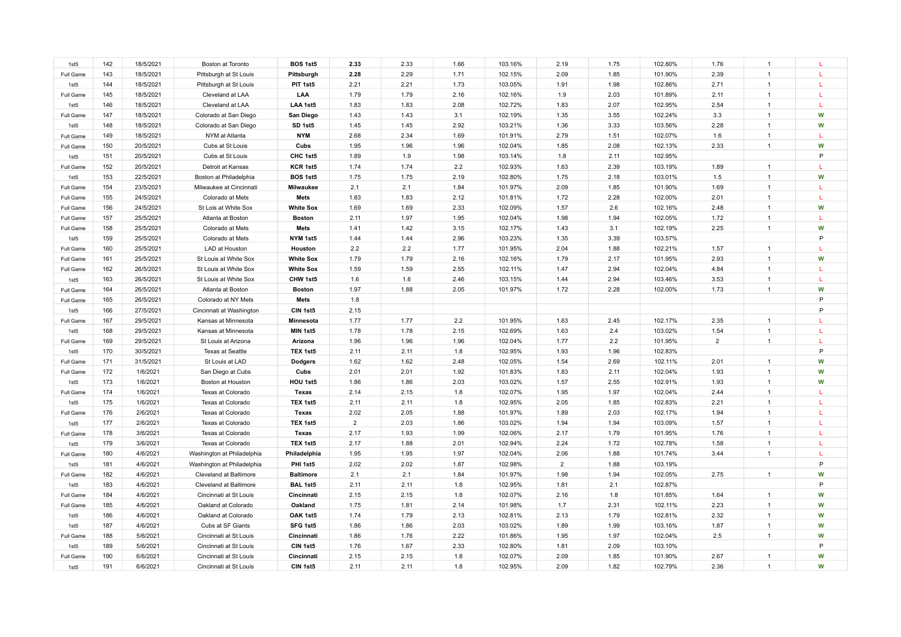| | | | | | | | | | | | | | | |
|---|---|---|---|---|---|---|---|---|---|---|---|---|---|---|
| 1st5 | 142 | 18/5/2021 | Boston at Toronto | **BOS 1st5** | **2.33** | 2.33 | 1.66 | 103.16% | 2.19 | 1.75 | 102.80% | 1.76 | 1 | L |
| Full Game | 143 | 18/5/2021 | Pittsburgh at St Louis | **Pittsburgh** | **2.28** | 2.29 | 1.71 | 102.15% | 2.09 | 1.85 | 101.90% | 2.39 | 1 | L |
| 1st5 | 144 | 18/5/2021 | Pittsburgh at St Louis | **PIT 1st5** | 2.21 | 2.21 | 1.73 | 103.05% | 1.91 | 1.98 | 102.86% | 2.71 | 1 | L |
| Full Game | 145 | 18/5/2021 | Cleveland at LAA | **LAA** | 1.79 | 1.79 | 2.16 | 102.16% | 1.9 | 2.03 | 101.89% | 2.11 | 1 | L |
| 1st5 | 146 | 18/5/2021 | Cleveland at LAA | **LAA 1st5** | 1.83 | 1.83 | 2.08 | 102.72% | 1.83 | 2.07 | 102.95% | 2.54 | 1 | L |
| Full Game | 147 | 18/5/2021 | Colorado at San Diego | **San Diego** | 1.43 | 1.43 | 3.1 | 102.19% | 1.35 | 3.55 | 102.24% | 3.3 | 1 | **W** |
| 1st5 | 148 | 18/5/2021 | Colorado at San Diego | **SD 1st5** | 1.45 | 1.45 | 2.92 | 103.21% | 1.36 | 3.33 | 103.56% | 2.28 | 1 | **W** |
| Full Game | 149 | 18/5/2021 | NYM at Atlanta | **NYM** | 2.68 | 2.34 | 1.69 | 101.91% | 2.79 | 1.51 | 102.07% | 1.6 | 1 | L |
| Full Game | 150 | 20/5/2021 | Cubs at St Louis | **Cubs** | 1.95 | 1.96 | 1.96 | 102.04% | 1.85 | 2.08 | 102.13% | 2.33 | 1 | **W** |
| 1st5 | 151 | 20/5/2021 | Cubs at St Louis | **CHC 1st5** | 1.89 | 1.9 | 1.98 | 103.14% | 1.8 | 2.11 | 102.95% | | | P |
| Full Game | 152 | 20/5/2021 | Detroit at Kansas | **KCR 1st5** | 1.74 | 1.74 | 2.2 | 102.93% | 1.63 | 2.39 | 103.19% | 1.89 | 1 | L |
| 1st5 | 153 | 22/5/2021 | Boston at Philadelphia | **BOS 1st5** | 1.75 | 1.75 | 2.19 | 102.80% | 1.75 | 2.18 | 103.01% | 1.5 | 1 | **W** |
| Full Game | 154 | 23/5/2021 | Milwaukee at Cincinnati | **Milwaukee** | 2.1 | 2.1 | 1.84 | 101.97% | 2.09 | 1.85 | 101.90% | 1.69 | 1 | L |
| Full Game | 155 | 24/5/2021 | Colorado at Mets | **Mets** | 1.83 | 1.83 | 2.12 | 101.81% | 1.72 | 2.28 | 102.00% | 2.01 | 1 | L |
| Full Game | 156 | 24/5/2021 | St Lois at White Sox | **White Sox** | 1.69 | 1.69 | 2.33 | 102.09% | 1.57 | 2.6 | 102.16% | 2.48 | 1 | **W** |
| Full Game | 157 | 25/5/2021 | Atlanta at Boston | **Boston** | 2.11 | 1.97 | 1.95 | 102.04% | 1.98 | 1.94 | 102.05% | 1.72 | 1 | L |
| Full Game | 158 | 25/5/2021 | Colorado at Mets | **Mets** | 1.41 | 1.42 | 3.15 | 102.17% | 1.43 | 3.1 | 102.19% | 2.25 | 1 | **W** |
| 1st5 | 159 | 25/5/2021 | Colorado at Mets | **NYM 1st5** | 1.44 | 1.44 | 2.96 | 103.23% | 1.35 | 3.39 | 103.57% | | | P |
| Full Game | 160 | 25/5/2021 | LAD at Houston | **Houston** | 2.2 | 2.2 | 1.77 | 101.95% | 2.04 | 1.88 | 102.21% | 1.57 | 1 | L |
| Full Game | 161 | 25/5/2021 | St Louis at White Sox | **White Sox** | 1.79 | 1.79 | 2.16 | 102.16% | 1.79 | 2.17 | 101.95% | 2.93 | 1 | **W** |
| Full Game | 162 | 26/5/2021 | St Louis at White Sox | **White Sox** | 1.59 | 1.59 | 2.55 | 102.11% | 1.47 | 2.94 | 102.04% | 4.84 | 1 | L |
| 1st5 | 163 | 26/5/2021 | St Louis at White Sox | **CHW 1st5** | 1.6 | 1.6 | 2.46 | 103.15% | 1.44 | 2.94 | 103.46% | 3.53 | 1 | L |
| Full Game | 164 | 26/5/2021 | Atlanta at Boston | **Boston** | 1.97 | 1.88 | 2.05 | 101.97% | 1.72 | 2.28 | 102.00% | 1.73 | 1 | **W** |
| Full Game | 165 | 26/5/2021 | Colorado at NY Mets | **Mets** | 1.8 | | | | | | | | | P |
| 1st5 | 166 | 27/5/2021 | Cincinnati at Washington | **CIN 1st5** | 2.15 | | | | | | | | | P |
| Full Game | 167 | 29/5/2021 | Kansas at Minnesota | **Minnesota** | 1.77 | 1.77 | 2.2 | 101.95% | 1.63 | 2.45 | 102.17% | 2.35 | 1 | L |
| 1st5 | 168 | 29/5/2021 | Kansas at Minnesota | **MIN 1st5** | 1.78 | 1.78 | 2.15 | 102.69% | 1.63 | 2.4 | 103.02% | 1.54 | 1 | L |
| Full Game | 169 | 29/5/2021 | St Louis at Arizona | **Arizona** | 1.96 | 1.96 | 1.96 | 102.04% | 1.77 | 2.2 | 101.95% | 2 | 1 | L |
| 1st5 | 170 | 30/5/2021 | Texas at Seattle | **TEX 1st5** | 2.11 | 2.11 | 1.8 | 102.95% | 1.93 | 1.96 | 102.83% | | | P |
| Full Game | 171 | 31/5/2021 | St Louis at LAD | **Dodgers** | 1.62 | 1.62 | 2.48 | 102.05% | 1.54 | 2.69 | 102.11% | 2.01 | 1 | **W** |
| Full Game | 172 | 1/6/2021 | San Diego at Cubs | **Cubs** | 2.01 | 2.01 | 1.92 | 101.83% | 1.83 | 2.11 | 102.04% | 1.93 | 1 | **W** |
| 1st5 | 173 | 1/6/2021 | Boston at Houston | **HOU 1st5** | 1.86 | 1.86 | 2.03 | 103.02% | 1.57 | 2.55 | 102.91% | 1.93 | 1 | **W** |
| Full Game | 174 | 1/6/2021 | Texas at Colorado | **Texas** | 2.14 | 2.15 | 1.8 | 102.07% | 1.95 | 1.97 | 102.04% | 2.44 | 1 | L |
| 1st5 | 175 | 1/6/2021 | Texas at Colorado | **TEX 1st5** | 2.11 | 2.11 | 1.8 | 102.95% | 2.05 | 1.85 | 102.83% | 2.21 | 1 | L |
| Full Game | 176 | 2/6/2021 | Texas at Colorado | **Texas** | 2.02 | 2.05 | 1.88 | 101.97% | 1.89 | 2.03 | 102.17% | 1.94 | 1 | L |
| 1st5 | 177 | 2/6/2021 | Texas at Colorado | **TEX 1st5** | 2 | 2.03 | 1.86 | 103.02% | 1.94 | 1.94 | 103.09% | 1.57 | 1 | L |
| Full Game | 178 | 3/6/2021 | Texas at Colorado | **Texas** | 2.17 | 1.93 | 1.99 | 102.06% | 2.17 | 1.79 | 101.95% | 1.76 | 1 | L |
| 1st5 | 179 | 3/6/2021 | Texas at Colorado | **TEX 1st5** | 2.17 | 1.88 | 2.01 | 102.94% | 2.24 | 1.72 | 102.78% | 1.58 | 1 | L |
| Full Game | 180 | 4/6/2021 | Washington at Philadelphia | **Philadelphia** | 1.95 | 1.95 | 1.97 | 102.04% | 2.06 | 1.88 | 101.74% | 3.44 | 1 | L |
| 1st5 | 181 | 4/6/2021 | Washington at Philadelphia | **PHI 1st5** | 2.02 | 2.02 | 1.87 | 102.98% | 2 | 1.88 | 103.19% | | | P |
| Full Game | 182 | 4/6/2021 | Cleveland at Baltimore | **Baltimore** | 2.1 | 2.1 | 1.84 | 101.97% | 1.98 | 1.94 | 102.05% | 2.75 | 1 | **W** |
| 1st5 | 183 | 4/6/2021 | Cleveland at Baltimore | **BAL 1st5** | 2.11 | 2.11 | 1.8 | 102.95% | 1.81 | 2.1 | 102.87% | | | P |
| Full Game | 184 | 4/6/2021 | Cincinnati at St Louis | **Cincinnati** | 2.15 | 2.15 | 1.8 | 102.07% | 2.16 | 1.8 | 101.85% | 1.64 | 1 | **W** |
| Full Game | 185 | 4/6/2021 | Oakland at Colorado | **Oakland** | 1.75 | 1.81 | 2.14 | 101.98% | 1.7 | 2.31 | 102.11% | 2.23 | 1 | **W** |
| 1st5 | 186 | 4/6/2021 | Oakland at Colorado | **OAK 1st5** | 1.74 | 1.79 | 2.13 | 102.81% | 2.13 | 1.79 | 102.81% | 2.32 | 1 | **W** |
| 1st5 | 187 | 4/6/2021 | Cubs at SF Giants | **SFG 1st5** | 1.86 | 1.86 | 2.03 | 103.02% | 1.89 | 1.99 | 103.16% | 1.87 | 1 | **W** |
| Full Game | 188 | 5/6/2021 | Cincinnati at St Louis | **Cincinnati** | 1.86 | 1.76 | 2.22 | 101.86% | 1.95 | 1.97 | 102.04% | 2.5 | 1 | **W** |
| 1st5 | 189 | 5/6/2021 | Cincinnati at St Louis | **CIN 1st5** | 1.76 | 1.67 | 2.33 | 102.80% | 1.81 | 2.09 | 103.10% | | | P |
| Full Game | 190 | 6/6/2021 | Cincinnati at St Louis | **Cincinnati** | 2.15 | 2.15 | 1.8 | 102.07% | 2.09 | 1.85 | 101.90% | 2.67 | 1 | **W** |
| 1st5 | 191 | 6/6/2021 | Cincinnati at St Louis | **CIN 1st5** | 2.11 | 2.11 | 1.8 | 102.95% | 2.09 | 1.82 | 102.79% | 2.36 | 1 | **W** |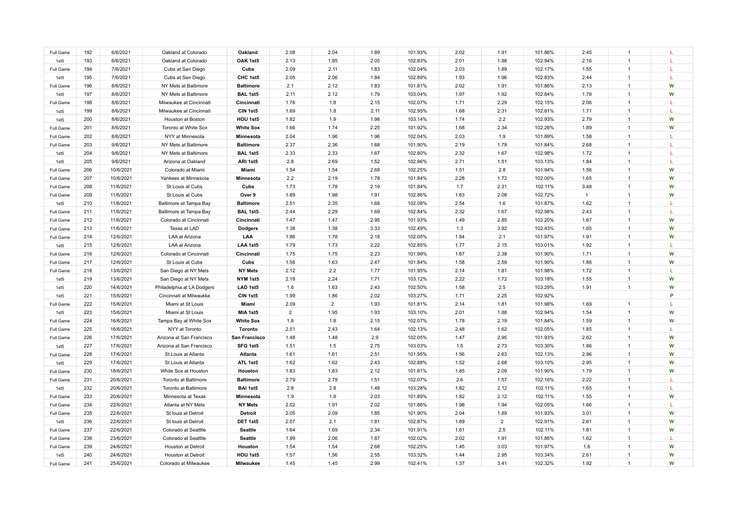| Full Game | 192 | 6/6/2021 | Oakland at Colorado | **Oakland** | 2.08 | 2.04 | 1.89 | 101.93% | 2.02 | 1.91 | 101.86% | 2.45 | 1 | L |
|---|---|---|---|---|---|---|---|---|---|---|---|---|---|---|
| 1st5 | 193 | 6/6/2021 | Oakland at Colorado | **OAK 1st5** | 2.13 | 1.85 | 2.05 | 102.83% | 2.01 | 1.88 | 102.94% | 2.16 | 1 | L |
| Full Game | 194 | 7/6/2021 | Cubs at San Diego | **Cubs** | 2.09 | 2.11 | 1.83 | 102.04% | 2.03 | 1.89 | 102.17% | 1.55 | 1 | L |
| 1st5 | 195 | 7/6/2021 | Cubs at San Diego | **CHC 1st5** | 2.05 | 2.06 | 1.84 | 102.89% | 1.93 | 1.96 | 102.83% | 2.44 | 1 | L |
| Full Game | 196 | 8/6/2021 | NY Mets at Baltimore | **Baltimore** | 2.1 | 2.12 | 1.83 | 101.81% | 2.02 | 1.91 | 101.86% | 2.13 | 1 | W |
| 1st5 | 197 | 8/6/2021 | NY Mets at Baltimore | **BAL 1st5** | 2.11 | 2.12 | 1.79 | 103.04% | 1.97 | 1.92 | 102.84% | 1.78 | 1 | W |
| Full Game | 198 | 8/6/2021 | Milwaukee at Cincinnati | **Cincinnati** | 1.76 | 1.8 | 2.15 | 102.07% | 1.71 | 2.29 | 102.15% | 2.06 | 1 | L |
| 1st5 | 199 | 8/6/2021 | Milwaukee at Cincinnati | **CIN 1st5** | 1.69 | 1.8 | 2.11 | 102.95% | 1.68 | 2.31 | 102.81% | 1.71 | 1 | L |
| 1st5 | 200 | 8/6/2021 | Houston at Boston | **HOU 1st5** | 1.82 | 1.9 | 1.98 | 103.14% | 1.74 | 2.2 | 102.93% | 2.79 | 1 | W |
| Full Game | 201 | 8/6/2021 | Toronto at White Sox | **White Sox** | 1.66 | 1.74 | 2.25 | 101.92% | 1.68 | 2.34 | 102.26% | 1.89 | 1 | W |
| Full Game | 202 | 8/6/2021 | NYY at Minnesota | **Minnesota** | 2.04 | 1.96 | 1.96 | 102.04% | 2.03 | 1.9 | 101.89% | 1.58 | 1 | L |
| Full Game | 203 | 9/6/2021 | NY Mets at Baltimore | **Baltimore** | 2.37 | 2.36 | 1.68 | 101.90% | 2.19 | 1.78 | 101.84% | 2.68 | 1 | L |
| 1st5 | 204 | 9/6/2021 | NY Mets at Baltimore | **BAL 1st5** | 2.33 | 2.33 | 1.67 | 102.80% | 2.32 | 1.67 | 102.98% | 1.72 | 1 | L |
| 1st5 | 205 | 9/6/2021 | Arizona at Oakland | **ARI 1st5** | 2.8 | 2.69 | 1.52 | 102.96% | 2.71 | 1.51 | 103.13% | 1.84 | 1 | L |
| Full Game | 206 | 10/6/2021 | Colorado at Miami | **Miami** | 1.54 | 1.54 | 2.68 | 102.25% | 1.51 | 2.8 | 101.94% | 1.56 | 1 | W |
| Full Game | 207 | 10/6/2021 | Yankees at Minnesota | **Minnesota** | 2.2 | 2.19 | 1.78 | 101.84% | 2.28 | 1.72 | 102.00% | 1.65 | 1 | W |
| Full Game | 208 | 11/6/2021 | St Louis at Cubs | **Cubs** | 1.73 | 1.78 | 2.19 | 101.84% | 1.7 | 2.31 | 102.11% | 3.48 | 1 | W |
| Full Game | 209 | 11/6/2021 | St Louis at Cubs | **Over 9** | 1.89 | 1.98 | 1.91 | 102.86% | 1.83 | 2.08 | 102.72% | 1 | 1 | W |
| 1st5 | 210 | 11/6/2021 | Baltimore at Tampa Bay | **Baltimore** | 2.51 | 2.35 | 1.68 | 102.08% | 2.54 | 1.6 | 101.87% | 1.62 | 1 | L |
| Full Game | 211 | 11/6/2021 | Baltimore at Tampa Bay | **BAL 1st5** | 2.44 | 2.29 | 1.69 | 102.84% | 2.32 | 1.67 | 102.98% | 2.43 | 1 | L |
| Full Game | 212 | 11/6/2021 | Colorado at Cincinnati | **Cincinnati** | 1.47 | 1.47 | 2.95 | 101.93% | 1.49 | 2.85 | 102.20% | 1.67 | 1 | W |
| Full Game | 213 | 11/6/2021 | Texas at LAD | **Dodgers** | 1.38 | 1.38 | 3.33 | 102.49% | 1.3 | 3.92 | 102.43% | 1.65 | 1 | W |
| Full Game | 214 | 12/6/2021 | LAA at Arizona | **LAA** | 1.86 | 1.78 | 2.18 | 102.05% | 1.84 | 2.1 | 101.97% | 1.91 | 1 | W |
| 1st5 | 215 | 12/6/2021 | LAA at Arizona | **LAA 1st5** | 1.79 | 1.73 | 2.22 | 102.85% | 1.77 | 2.15 | 103.01% | 1.92 | 1 | L |
| Full Game | 216 | 12/6/2021 | Colorado at Cincinnati | **Cincinnati** | 1.75 | 1.75 | 2.23 | 101.99% | 1.67 | 2.38 | 101.90% | 1.71 | 1 | W |
| Full Game | 217 | 12/6/2021 | St Louis at Cubs | **Cubs** | 1.56 | 1.63 | 2.47 | 101.84% | 1.58 | 2.59 | 101.90% | 1.86 | 1 | W |
| Full Game | 218 | 13/6/2021 | San Diego at NY Mets | **NY Mets** | 2.12 | 2.2 | 1.77 | 101.95% | 2.14 | 1.81 | 101.98% | 1.72 | 1 | L |
| 1st5 | 219 | 13/6/2021 | San Diego at NY Mets | **NYM 1st5** | 2.18 | 2.24 | 1.71 | 103.12% | 2.22 | 1.72 | 103.18% | 1.55 | 1 | W |
| 1st5 | 220 | 14/6/2021 | Philadelphia at LA Dodgers | **LAD 1st5** | 1.6 | 1.63 | 2.43 | 102.50% | 1.58 | 2.5 | 103.29% | 1.91 | 1 | W |
| 1st5 | 221 | 15/6/2021 | Cincinnati at Milwaukke | **CIN 1st5** | 1.99 | 1.86 | 2.02 | 103.27% | 1.71 | 2.25 | 102.92% | | | P |
| Full Game | 222 | 15/6/2021 | Miami at St Louis | **Miami** | 2.09 | 2 | 1.93 | 101.81% | 2.14 | 1.81 | 101.98% | 1.69 | 1 | L |
| 1st5 | 223 | 15/6/2021 | Miami at St Louis | **MIA 1st5** | 2 | 1.95 | 1.93 | 103.10% | 2.01 | 1.88 | 102.94% | 1.54 | 1 | W |
| Full Game | 224 | 16/6/2021 | Tampa Bay at White Sox | **White Sox** | 1.8 | 1.8 | 2.15 | 102.07% | 1.78 | 2.19 | 101.84% | 1.59 | 1 | W |
| Full Game | 225 | 16/6/2021 | NYY at Toronto | **Toronto** | 2.51 | 2.43 | 1.64 | 102.13% | 2.48 | 1.62 | 102.05% | 1.85 | 1 | L |
| Full Game | 226 | 17/6/2021 | Arizona at San Francisco | **San Francisco** | 1.48 | 1.48 | 2.9 | 102.05% | 1.47 | 2.95 | 101.93% | 2.62 | 1 | W |
| 1st5 | 227 | 17/6/2021 | Arizona at San Francisco | **SFG 1st5** | 1.51 | 1.5 | 2.75 | 103.03% | 1.5 | 2.73 | 103.30% | 1.86 | 1 | W |
| Full Game | 228 | 17/6/2021 | St Louis at Allanta | **Atlanta** | 1.61 | 1.61 | 2.51 | 101.95% | 1.56 | 2.63 | 102.13% | 2.96 | 1 | W |
| 1st5 | 229 | 17/6/2021 | St Louis at Allanta | **ATL 1st5** | 1.62 | 1.62 | 2.43 | 102.88% | 1.52 | 2.68 | 103.10% | 2.95 | 1 | W |
| Full Game | 230 | 18/6/2021 | White Sox at Houston | **Houston** | 1.83 | 1.83 | 2.12 | 101.81% | 1.85 | 2.09 | 101.90% | 1.79 | 1 | W |
| Full Game | 231 | 20/6/2021 | Toronto at Baltimore | **Baltimore** | 2.79 | 2.79 | 1.51 | 102.07% | 2.6 | 1.57 | 102.16% | 2.22 | 1 | L |
| 1st5 | 232 | 20/6/2021 | Toronto at Baltimore | **BAl 1st5** | 2.8 | 2.8 | 1.48 | 103.28% | 1.82 | 2.12 | 102.11% | 1.65 | 1 | L |
| Full Game | 233 | 20/6/2021 | Minnesota at Texas | **Minnesota** | 1.9 | 1.9 | 2.03 | 101.89% | 1.82 | 2.12 | 102.11% | 1.55 | 1 | W |
| Full Game | 234 | 22/6/2021 | Atlanta at NY Mets | **NY Mets** | 2.02 | 1.91 | 2.02 | 101.86% | 1.98 | 1.94 | 102.05% | 1.66 | 1 | L |
| Full Game | 235 | 22/6/2021 | St louis at Detroit | **Detroit** | 2.05 | 2.09 | 1.85 | 101.90% | 2.04 | 1.89 | 101.93% | 3.01 | 1 | W |
| 1st5 | 236 | 22/6/2021 | St louis at Detroit | **DET 1st5** | 2.07 | 2.1 | 1.81 | 102.87% | 1.89 | 2 | 102.91% | 2.61 | 1 | W |
| Full Game | 237 | 22/6/2021 | Colorado at Seatttle | **Seattle** | 1.64 | 1.69 | 2.34 | 101.91% | 1.61 | 2.5 | 102.11% | 1.81 | 1 | W |
| Full Game | 238 | 23/6/2021 | Colorado at Seatttle | **Seattle** | 1.99 | 2.06 | 1.87 | 102.02% | 2.02 | 1.91 | 101.86% | 1.62 | 1 | L |
| Full Game | 239 | 24/6/2021 | Houston at Detroit | **Houston** | 1.54 | 1.54 | 2.68 | 102.25% | 1.45 | 3.03 | 101.97% | 1.6 | 1 | W |
| 1st5 | 240 | 24/6/2021 | Houston at Detroit | **HOU 1st5** | 1.57 | 1.56 | 2.55 | 103.32% | 1.44 | 2.95 | 103.34% | 2.61 | 1 | W |
| Full Game | 241 | 25/6/2021 | Colorado at Milwaukee | **Milwaukee** | 1.45 | 1.45 | 2.99 | 102.41% | 1.37 | 3.41 | 102.32% | 1.92 | 1 | W |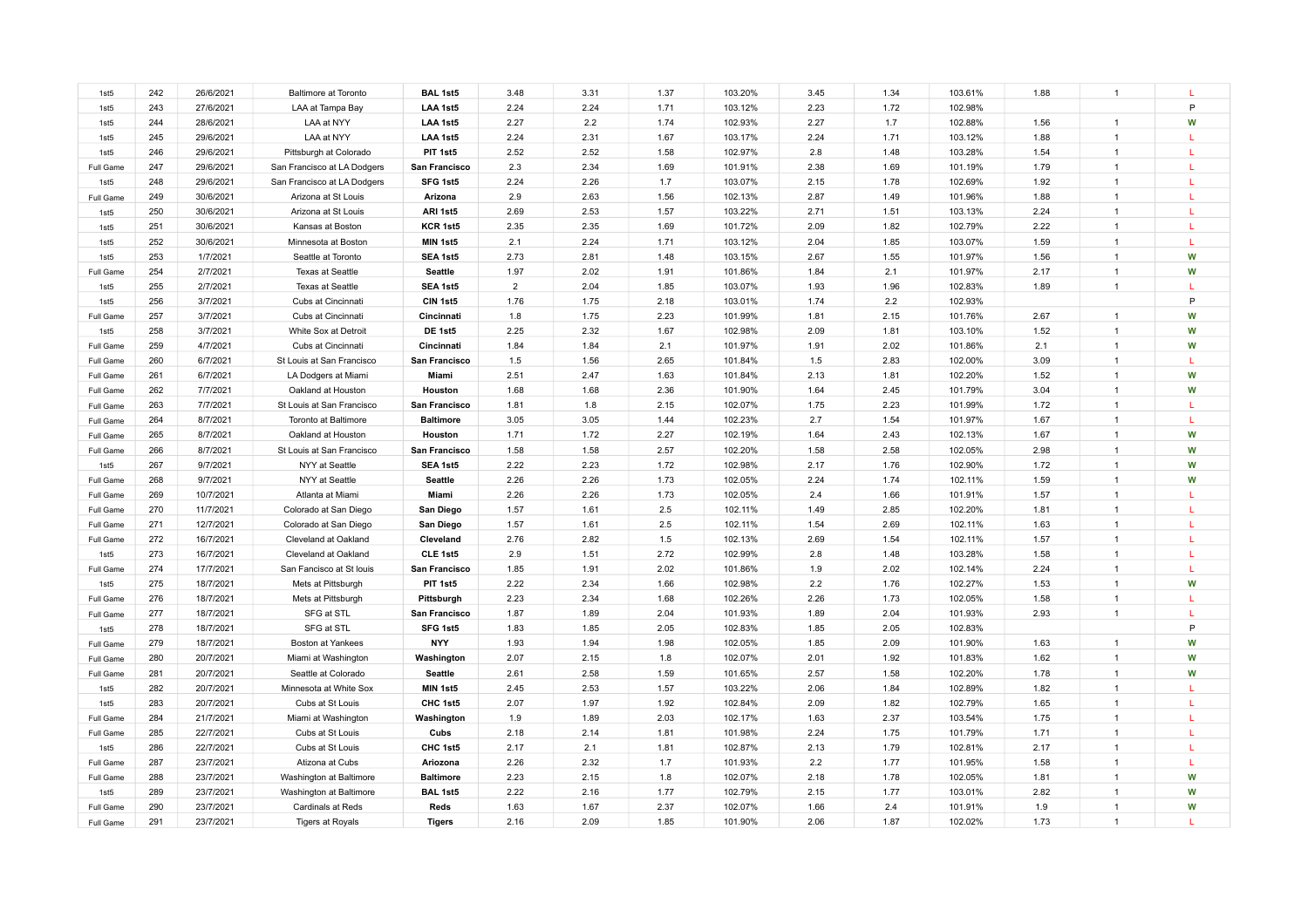| | | | | | | | | | | | | | | |
|---|---|---|---|---|---|---|---|---|---|---|---|---|---|---|
| 1st5 | 242 | 26/6/2021 | Baltimore at Toronto | **BAL 1st5** | 3.48 | 3.31 | 1.37 | 103.20% | 3.45 | 1.34 | 103.61% | 1.88 | 1 | L |
| 1st5 | 243 | 27/6/2021 | LAA at Tampa Bay | **LAA 1st5** | 2.24 | 2.24 | 1.71 | 103.12% | 2.23 | 1.72 | 102.98% | | | P |
| 1st5 | 244 | 28/6/2021 | LAA at NYY | **LAA 1st5** | 2.27 | 2.2 | 1.74 | 102.93% | 2.27 | 1.7 | 102.88% | 1.56 | 1 | W |
| 1st5 | 245 | 29/6/2021 | LAA at NYY | **LAA 1st5** | 2.24 | 2.31 | 1.67 | 103.17% | 2.24 | 1.71 | 103.12% | 1.88 | 1 | L |
| 1st5 | 246 | 29/6/2021 | Pittsburgh at Colorado | **PIT 1st5** | 2.52 | 2.52 | 1.58 | 102.97% | 2.8 | 1.48 | 103.28% | 1.54 | 1 | L |
| Full Game | 247 | 29/6/2021 | San Francisco at LA Dodgers | **San Francisco** | 2.3 | 2.34 | 1.69 | 101.91% | 2.38 | 1.69 | 101.19% | 1.79 | 1 | L |
| 1st5 | 248 | 29/6/2021 | San Francisco at LA Dodgers | **SFG 1st5** | 2.24 | 2.26 | 1.7 | 103.07% | 2.15 | 1.78 | 102.69% | 1.92 | 1 | L |
| Full Game | 249 | 30/6/2021 | Arizona at St Louis | **Arizona** | 2.9 | 2.63 | 1.56 | 102.13% | 2.87 | 1.49 | 101.96% | 1.88 | 1 | L |
| 1st5 | 250 | 30/6/2021 | Arizona at St Louis | **ARI 1st5** | 2.69 | 2.53 | 1.57 | 103.22% | 2.71 | 1.51 | 103.13% | 2.24 | 1 | L |
| 1st5 | 251 | 30/6/2021 | Kansas at Boston | **KCR 1st5** | 2.35 | 2.35 | 1.69 | 101.72% | 2.09 | 1.82 | 102.79% | 2.22 | 1 | L |
| 1st5 | 252 | 30/6/2021 | Minnesota at Boston | **MIN 1st5** | 2.1 | 2.24 | 1.71 | 103.12% | 2.04 | 1.85 | 103.07% | 1.59 | 1 | L |
| 1st5 | 253 | 1/7/2021 | Seattle at Toronto | **SEA 1st5** | 2.73 | 2.81 | 1.48 | 103.15% | 2.67 | 1.55 | 101.97% | 1.56 | 1 | W |
| Full Game | 254 | 2/7/2021 | Texas at Seattle | **Seattle** | 1.97 | 2.02 | 1.91 | 101.86% | 1.84 | 2.1 | 101.97% | 2.17 | 1 | W |
| 1st5 | 255 | 2/7/2021 | Texas at Seattle | **SEA 1st5** | 2 | 2.04 | 1.85 | 103.07% | 1.93 | 1.96 | 102.83% | 1.89 | 1 | L |
| 1st5 | 256 | 3/7/2021 | Cubs at Cincinnati | **CIN 1st5** | 1.76 | 1.75 | 2.18 | 103.01% | 1.74 | 2.2 | 102.93% | | | P |
| Full Game | 257 | 3/7/2021 | Cubs at Cincinnati | **Cincinnati** | 1.8 | 1.75 | 2.23 | 101.99% | 1.81 | 2.15 | 101.76% | 2.67 | 1 | W |
| 1st5 | 258 | 3/7/2021 | White Sox at Detroit | **DE 1st5** | 2.25 | 2.32 | 1.67 | 102.98% | 2.09 | 1.81 | 103.10% | 1.52 | 1 | W |
| Full Game | 259 | 4/7/2021 | Cubs at Cincinnati | **Cincinnati** | 1.84 | 1.84 | 2.1 | 101.97% | 1.91 | 2.02 | 101.86% | 2.1 | 1 | W |
| Full Game | 260 | 6/7/2021 | St Louis at San Francisco | **San Francisco** | 1.5 | 1.56 | 2.65 | 101.84% | 1.5 | 2.83 | 102.00% | 3.09 | 1 | L |
| Full Game | 261 | 6/7/2021 | LA Dodgers at Miami | **Miami** | 2.51 | 2.47 | 1.63 | 101.84% | 2.13 | 1.81 | 102.20% | 1.52 | 1 | W |
| Full Game | 262 | 7/7/2021 | Oakland at Houston | **Houston** | 1.68 | 1.68 | 2.36 | 101.90% | 1.64 | 2.45 | 101.79% | 3.04 | 1 | W |
| Full Game | 263 | 7/7/2021 | St Louis at San Francisco | **San Francisco** | 1.81 | 1.8 | 2.15 | 102.07% | 1.75 | 2.23 | 101.99% | 1.72 | 1 | L |
| Full Game | 264 | 8/7/2021 | Toronto at Baltimore | **Baltimore** | 3.05 | 3.05 | 1.44 | 102.23% | 2.7 | 1.54 | 101.97% | 1.67 | 1 | L |
| Full Game | 265 | 8/7/2021 | Oakland at Houston | **Houston** | 1.71 | 1.72 | 2.27 | 102.19% | 1.64 | 2.43 | 102.13% | 1.67 | 1 | W |
| Full Game | 266 | 8/7/2021 | St Louis at San Francisco | **San Francisco** | 1.58 | 1.58 | 2.57 | 102.20% | 1.58 | 2.58 | 102.05% | 2.98 | 1 | W |
| 1st5 | 267 | 9/7/2021 | NYY at Seattle | **SEA 1st5** | 2.22 | 2.23 | 1.72 | 102.98% | 2.17 | 1.76 | 102.90% | 1.72 | 1 | W |
| Full Game | 268 | 9/7/2021 | NYY at Seattle | **Seattle** | 2.26 | 2.26 | 1.73 | 102.05% | 2.24 | 1.74 | 102.11% | 1.59 | 1 | W |
| Full Game | 269 | 10/7/2021 | Atlanta at Miami | **Miami** | 2.26 | 2.26 | 1.73 | 102.05% | 2.4 | 1.66 | 101.91% | 1.57 | 1 | L |
| Full Game | 270 | 11/7/2021 | Colorado at San Diego | **San Diego** | 1.57 | 1.61 | 2.5 | 102.11% | 1.49 | 2.85 | 102.20% | 1.81 | 1 | L |
| Full Game | 271 | 12/7/2021 | Colorado at San Diego | **San Diego** | 1.57 | 1.61 | 2.5 | 102.11% | 1.54 | 2.69 | 102.11% | 1.63 | 1 | L |
| Full Game | 272 | 16/7/2021 | Cleveland at Oakland | **Cleveland** | 2.76 | 2.82 | 1.5 | 102.13% | 2.69 | 1.54 | 102.11% | 1.57 | 1 | L |
| 1st5 | 273 | 16/7/2021 | Cleveland at Oakland | **CLE 1st5** | 2.9 | 1.51 | 2.72 | 102.99% | 2.8 | 1.48 | 103.28% | 1.58 | 1 | L |
| Full Game | 274 | 17/7/2021 | San Fancisco at St louis | **San Francisco** | 1.85 | 1.91 | 2.02 | 101.86% | 1.9 | 2.02 | 102.14% | 2.24 | 1 | L |
| 1st5 | 275 | 18/7/2021 | Mets at Pittsburgh | **PIT 1st5** | 2.22 | 2.34 | 1.66 | 102.98% | 2.2 | 1.76 | 102.27% | 1.53 | 1 | W |
| Full Game | 276 | 18/7/2021 | Mets at Pittsburgh | **Pittsburgh** | 2.23 | 2.34 | 1.68 | 102.26% | 2.26 | 1.73 | 102.05% | 1.58 | 1 | L |
| Full Game | 277 | 18/7/2021 | SFG at STL | **San Francisco** | 1.87 | 1.89 | 2.04 | 101.93% | 1.89 | 2.04 | 101.93% | 2.93 | 1 | L |
| 1st5 | 278 | 18/7/2021 | SFG at STL | **SFG 1st5** | 1.83 | 1.85 | 2.05 | 102.83% | 1.85 | 2.05 | 102.83% | | | P |
| Full Game | 279 | 18/7/2021 | Boston at Yankees | **NYY** | 1.93 | 1.94 | 1.98 | 102.05% | 1.85 | 2.09 | 101.90% | 1.63 | 1 | W |
| Full Game | 280 | 20/7/2021 | Miami at Washington | **Washington** | 2.07 | 2.15 | 1.8 | 102.07% | 2.01 | 1.92 | 101.83% | 1.62 | 1 | W |
| Full Game | 281 | 20/7/2021 | Seattle at Colorado | **Seattle** | 2.61 | 2.58 | 1.59 | 101.65% | 2.57 | 1.58 | 102.20% | 1.78 | 1 | W |
| 1st5 | 282 | 20/7/2021 | Minnesota at White Sox | **MIN 1st5** | 2.45 | 2.53 | 1.57 | 103.22% | 2.06 | 1.84 | 102.89% | 1.82 | 1 | L |
| 1st5 | 283 | 20/7/2021 | Cubs at St Louis | **CHC 1st5** | 2.07 | 1.97 | 1.92 | 102.84% | 2.09 | 1.82 | 102.79% | 1.65 | 1 | L |
| Full Game | 284 | 21/7/2021 | Miami at Washington | **Washington** | 1.9 | 1.89 | 2.03 | 102.17% | 1.63 | 2.37 | 103.54% | 1.75 | 1 | L |
| Full Game | 285 | 22/7/2021 | Cubs at St Louis | **Cubs** | 2.18 | 2.14 | 1.81 | 101.98% | 2.24 | 1.75 | 101.79% | 1.71 | 1 | L |
| 1st5 | 286 | 22/7/2021 | Cubs at St Louis | **CHC 1st5** | 2.17 | 2.1 | 1.81 | 102.87% | 2.13 | 1.79 | 102.81% | 2.17 | 1 | L |
| Full Game | 287 | 23/7/2021 | Atizona at Cubs | **Ariozona** | 2.26 | 2.32 | 1.7 | 101.93% | 2.2 | 1.77 | 101.95% | 1.58 | 1 | L |
| Full Game | 288 | 23/7/2021 | Washington at Baltimore | **Baltimore** | 2.23 | 2.15 | 1.8 | 102.07% | 2.18 | 1.78 | 102.05% | 1.81 | 1 | W |
| 1st5 | 289 | 23/7/2021 | Washington at Baltimore | **BAL 1st5** | 2.22 | 2.16 | 1.77 | 102.79% | 2.15 | 1.77 | 103.01% | 2.82 | 1 | W |
| Full Game | 290 | 23/7/2021 | Cardinals at Reds | **Reds** | 1.63 | 1.67 | 2.37 | 102.07% | 1.66 | 2.4 | 101.91% | 1.9 | 1 | W |
| Full Game | 291 | 23/7/2021 | Tigers at Royals | **Tigers** | 2.16 | 2.09 | 1.85 | 101.90% | 2.06 | 1.87 | 102.02% | 1.73 | 1 | L |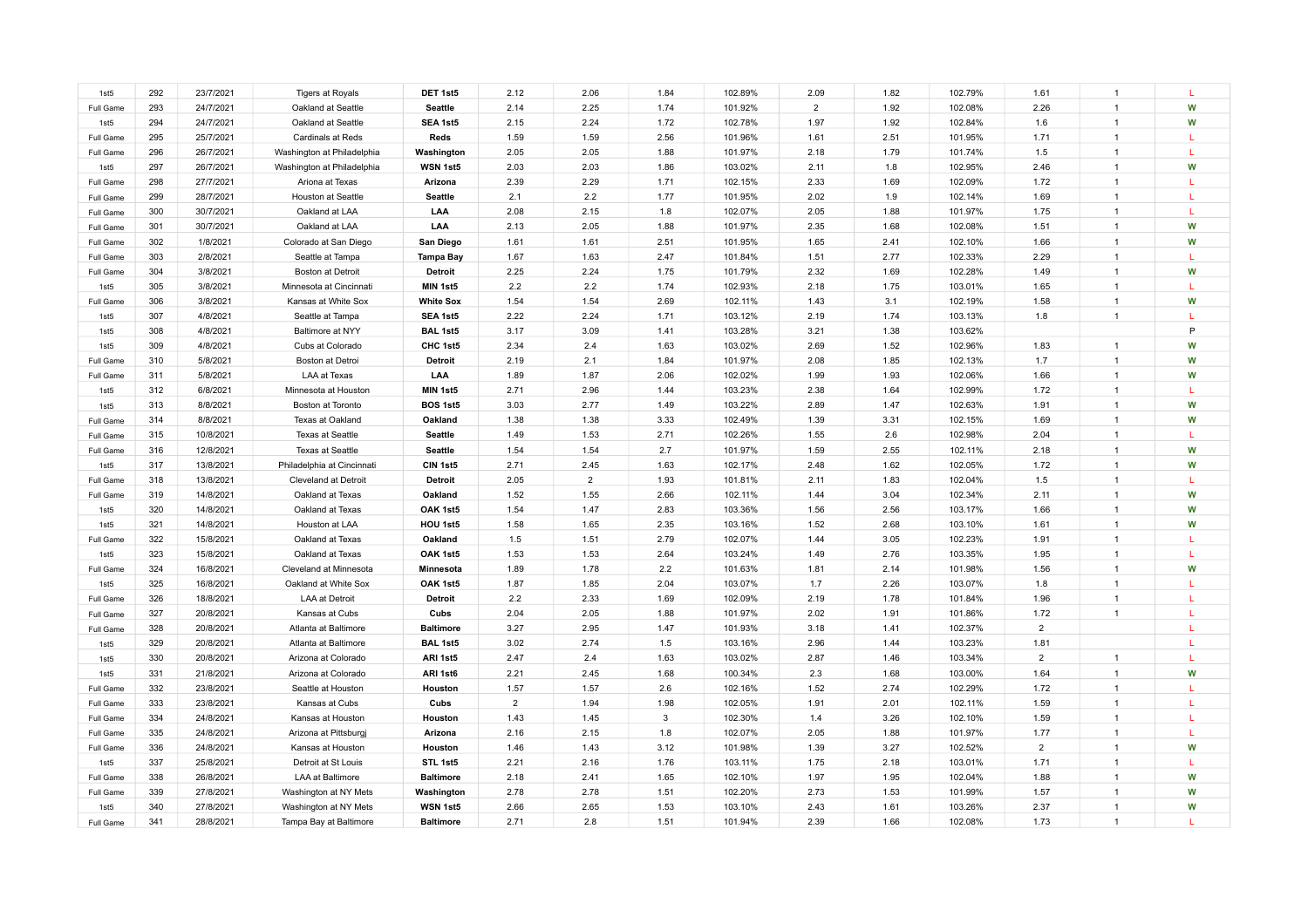| | | | | | | | | | | | | | | |
|---|---|---|---|---|---|---|---|---|---|---|---|---|---|---|
| 1st5 | 292 | 23/7/2021 | Tigers at Royals | **DET 1st5** | 2.12 | 2.06 | 1.84 | 102.89% | 2.09 | 1.82 | 102.79% | 1.61 | 1 | L |
| Full Game | 293 | 24/7/2021 | Oakland at Seattle | **Seattle** | 2.14 | 2.25 | 1.74 | 101.92% | 2 | 1.92 | 102.08% | 2.26 | 1 | W |
| 1st5 | 294 | 24/7/2021 | Oakland at Seattle | **SEA 1st5** | 2.15 | 2.24 | 1.72 | 102.78% | 1.97 | 1.92 | 102.84% | 1.6 | 1 | W |
| Full Game | 295 | 25/7/2021 | Cardinals at Reds | **Reds** | 1.59 | 1.59 | 2.56 | 101.96% | 1.61 | 2.51 | 101.95% | 1.71 | 1 | L |
| Full Game | 296 | 26/7/2021 | Washington at Philadelphia | **Washington** | 2.05 | 2.05 | 1.88 | 101.97% | 2.18 | 1.79 | 101.74% | 1.5 | 1 | L |
| 1st5 | 297 | 26/7/2021 | Washington at Philadelphia | **WSN 1st5** | 2.03 | 2.03 | 1.86 | 103.02% | 2.11 | 1.8 | 102.95% | 2.46 | 1 | W |
| Full Game | 298 | 27/7/2021 | Ariona at Texas | **Arizona** | 2.39 | 2.29 | 1.71 | 102.15% | 2.33 | 1.69 | 102.09% | 1.72 | 1 | L |
| Full Game | 299 | 28/7/2021 | Houston at Seattle | **Seattle** | 2.1 | 2.2 | 1.77 | 101.95% | 2.02 | 1.9 | 102.14% | 1.69 | 1 | L |
| Full Game | 300 | 30/7/2021 | Oakland at LAA | **LAA** | 2.08 | 2.15 | 1.8 | 102.07% | 2.05 | 1.88 | 101.97% | 1.75 | 1 | L |
| Full Game | 301 | 30/7/2021 | Oakland at LAA | **LAA** | 2.13 | 2.05 | 1.88 | 101.97% | 2.35 | 1.68 | 102.08% | 1.51 | 1 | W |
| Full Game | 302 | 1/8/2021 | Colorado at San Diego | **San Diego** | 1.61 | 1.61 | 2.51 | 101.95% | 1.65 | 2.41 | 102.10% | 1.66 | 1 | W |
| Full Game | 303 | 2/8/2021 | Seattle at Tampa | **Tampa Bay** | 1.67 | 1.63 | 2.47 | 101.84% | 1.51 | 2.77 | 102.33% | 2.29 | 1 | L |
| Full Game | 304 | 3/8/2021 | Boston at Detroit | **Detroit** | 2.25 | 2.24 | 1.75 | 101.79% | 2.32 | 1.69 | 102.28% | 1.49 | 1 | W |
| 1st5 | 305 | 3/8/2021 | Minnesota at Cincinnati | **MIN 1st5** | 2.2 | 2.2 | 1.74 | 102.93% | 2.18 | 1.75 | 103.01% | 1.65 | 1 | L |
| Full Game | 306 | 3/8/2021 | Kansas at White Sox | **White Sox** | 1.54 | 1.54 | 2.69 | 102.11% | 1.43 | 3.1 | 102.19% | 1.58 | 1 | W |
| 1st5 | 307 | 4/8/2021 | Seattle at Tampa | **SEA 1st5** | 2.22 | 2.24 | 1.71 | 103.12% | 2.19 | 1.74 | 103.13% | 1.8 | 1 | L |
| 1st5 | 308 | 4/8/2021 | Baltimore at NYY | **BAL 1st5** | 3.17 | 3.09 | 1.41 | 103.28% | 3.21 | 1.38 | 103.62% | | | P |
| 1st5 | 309 | 4/8/2021 | Cubs at Colorado | **CHC 1st5** | 2.34 | 2.4 | 1.63 | 103.02% | 2.69 | 1.52 | 102.96% | 1.83 | 1 | W |
| Full Game | 310 | 5/8/2021 | Boston at Detroi | **Detroit** | 2.19 | 2.1 | 1.84 | 101.97% | 2.08 | 1.85 | 102.13% | 1.7 | 1 | W |
| Full Game | 311 | 5/8/2021 | LAA at Texas | **LAA** | 1.89 | 1.87 | 2.06 | 102.02% | 1.99 | 1.93 | 102.06% | 1.66 | 1 | W |
| 1st5 | 312 | 6/8/2021 | Minnesota at Houston | **MIN 1st5** | 2.71 | 2.96 | 1.44 | 103.23% | 2.38 | 1.64 | 102.99% | 1.72 | 1 | L |
| 1st5 | 313 | 8/8/2021 | Boston at Toronto | **BOS 1st5** | 3.03 | 2.77 | 1.49 | 103.22% | 2.89 | 1.47 | 102.63% | 1.91 | 1 | W |
| Full Game | 314 | 8/8/2021 | Texas at Oakland | **Oakland** | 1.38 | 1.38 | 3.33 | 102.49% | 1.39 | 3.31 | 102.15% | 1.69 | 1 | W |
| Full Game | 315 | 10/8/2021 | Texas at Seattle | **Seattle** | 1.49 | 1.53 | 2.71 | 102.26% | 1.55 | 2.6 | 102.98% | 2.04 | 1 | L |
| Full Game | 316 | 12/8/2021 | Texas at Seattle | **Seattle** | 1.54 | 1.54 | 2.7 | 101.97% | 1.59 | 2.55 | 102.11% | 2.18 | 1 | W |
| 1st5 | 317 | 13/8/2021 | Philadelphia at Cincinnati | **CIN 1st5** | 2.71 | 2.45 | 1.63 | 102.17% | 2.48 | 1.62 | 102.05% | 1.72 | 1 | W |
| Full Game | 318 | 13/8/2021 | Cleveland at Detroit | **Detroit** | 2.05 | 2 | 1.93 | 101.81% | 2.11 | 1.83 | 102.04% | 1.5 | 1 | L |
| Full Game | 319 | 14/8/2021 | Oakland at Texas | **Oakland** | 1.52 | 1.55 | 2.66 | 102.11% | 1.44 | 3.04 | 102.34% | 2.11 | 1 | W |
| 1st5 | 320 | 14/8/2021 | Oakland at Texas | **OAK 1st5** | 1.54 | 1.47 | 2.83 | 103.36% | 1.56 | 2.56 | 103.17% | 1.66 | 1 | W |
| 1st5 | 321 | 14/8/2021 | Houston at LAA | **HOU 1st5** | 1.58 | 1.65 | 2.35 | 103.16% | 1.52 | 2.68 | 103.10% | 1.61 | 1 | W |
| Full Game | 322 | 15/8/2021 | Oakland at Texas | **Oakland** | 1.5 | 1.51 | 2.79 | 102.07% | 1.44 | 3.05 | 102.23% | 1.91 | 1 | L |
| 1st5 | 323 | 15/8/2021 | Oakland at Texas | **OAK 1st5** | 1.53 | 1.53 | 2.64 | 103.24% | 1.49 | 2.76 | 103.35% | 1.95 | 1 | L |
| Full Game | 324 | 16/8/2021 | Cleveland at Minnesota | **Minnesota** | 1.89 | 1.78 | 2.2 | 101.63% | 1.81 | 2.14 | 101.98% | 1.56 | 1 | W |
| 1st5 | 325 | 16/8/2021 | Oakland at White Sox | **OAK 1st5** | 1.87 | 1.85 | 2.04 | 103.07% | 1.7 | 2.26 | 103.07% | 1.8 | 1 | L |
| Full Game | 326 | 18/8/2021 | LAA at Detroit | **Detroit** | 2.2 | 2.33 | 1.69 | 102.09% | 2.19 | 1.78 | 101.84% | 1.96 | 1 | L |
| Full Game | 327 | 20/8/2021 | Kansas at Cubs | **Cubs** | 2.04 | 2.05 | 1.88 | 101.97% | 2.02 | 1.91 | 101.86% | 1.72 | 1 | L |
| Full Game | 328 | 20/8/2021 | Atlanta at Baltimore | **Baltimore** | 3.27 | 2.95 | 1.47 | 101.93% | 3.18 | 1.41 | 102.37% | 2 | | L |
| 1st5 | 329 | 20/8/2021 | Atlanta at Baltimore | **BAL 1st5** | 3.02 | 2.74 | 1.5 | 103.16% | 2.96 | 1.44 | 103.23% | 1.81 | | L |
| 1st5 | 330 | 20/8/2021 | Arizona at Colorado | **ARI 1st5** | 2.47 | 2.4 | 1.63 | 103.02% | 2.87 | 1.46 | 103.34% | 2 | 1 | L |
| 1st5 | 331 | 21/8/2021 | Arizona at Colorado | **ARI 1st6** | 2.21 | 2.45 | 1.68 | 100.34% | 2.3 | 1.68 | 103.00% | 1.64 | 1 | W |
| Full Game | 332 | 23/8/2021 | Seattle at Houston | **Houston** | 1.57 | 1.57 | 2.6 | 102.16% | 1.52 | 2.74 | 102.29% | 1.72 | 1 | L |
| Full Game | 333 | 23/8/2021 | Kansas at Cubs | **Cubs** | 2 | 1.94 | 1.98 | 102.05% | 1.91 | 2.01 | 102.11% | 1.59 | 1 | L |
| Full Game | 334 | 24/8/2021 | Kansas at Houston | **Houston** | 1.43 | 1.45 | 3 | 102.30% | 1.4 | 3.26 | 102.10% | 1.59 | 1 | L |
| Full Game | 335 | 24/8/2021 | Arizona at Pittsburgj | **Arizona** | 2.16 | 2.15 | 1.8 | 102.07% | 2.05 | 1.88 | 101.97% | 1.77 | 1 | L |
| Full Game | 336 | 24/8/2021 | Kansas at Houston | **Houston** | 1.46 | 1.43 | 3.12 | 101.98% | 1.39 | 3.27 | 102.52% | 2 | 1 | W |
| 1st5 | 337 | 25/8/2021 | Detroit at St Louis | **STL 1st5** | 2.21 | 2.16 | 1.76 | 103.11% | 1.75 | 2.18 | 103.01% | 1.71 | 1 | L |
| Full Game | 338 | 26/8/2021 | LAA at Baltimore | **Baltimore** | 2.18 | 2.41 | 1.65 | 102.10% | 1.97 | 1.95 | 102.04% | 1.88 | 1 | W |
| Full Game | 339 | 27/8/2021 | Washington at NY Mets | **Washington** | 2.78 | 2.78 | 1.51 | 102.20% | 2.73 | 1.53 | 101.99% | 1.57 | 1 | W |
| 1st5 | 340 | 27/8/2021 | Washington at NY Mets | **WSN 1st5** | 2.66 | 2.65 | 1.53 | 103.10% | 2.43 | 1.61 | 103.26% | 2.37 | 1 | W |
| Full Game | 341 | 28/8/2021 | Tampa Bay at Baltimore | **Baltimore** | 2.71 | 2.8 | 1.51 | 101.94% | 2.39 | 1.66 | 102.08% | 1.73 | 1 | L |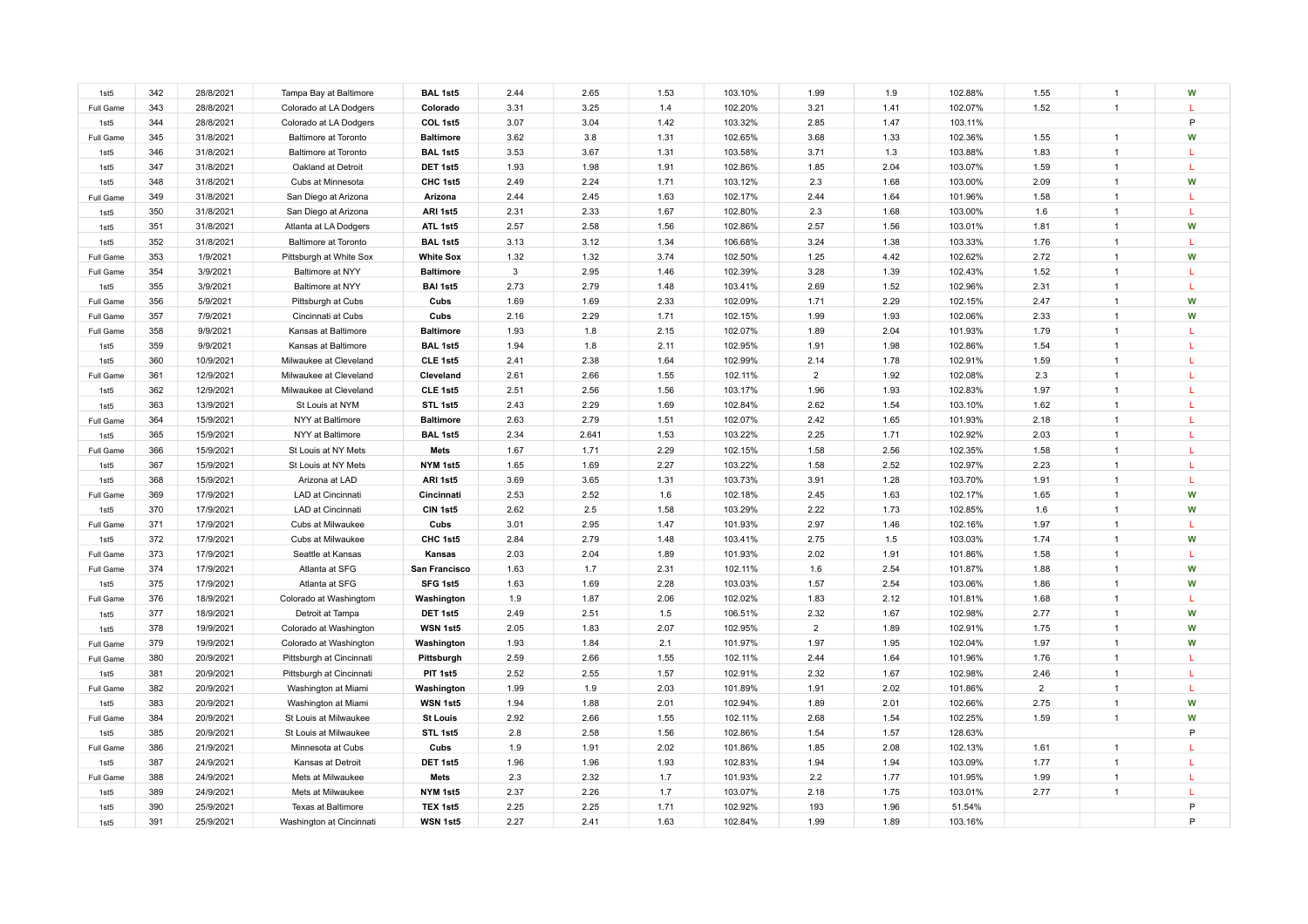| | | | | | | | | | | | | | |
|---|---|---|---|---|---|---|---|---|---|---|---|---|---|
| 1st5 | 342 | 28/8/2021 | Tampa Bay at Baltimore | **BAL 1st5** | 2.44 | 2.65 | 1.53 | 103.10% | 1.99 | 1.9 | 102.88% | 1.55 | 1 | W |
| Full Game | 343 | 28/8/2021 | Colorado at LA Dodgers | **Colorado** | 3.31 | 3.25 | 1.4 | 102.20% | 3.21 | 1.41 | 102.07% | 1.52 | 1 | L |
| 1st5 | 344 | 28/8/2021 | Colorado at LA Dodgers | **COL 1st5** | 3.07 | 3.04 | 1.42 | 103.32% | 2.85 | 1.47 | 103.11% | | | P |
| Full Game | 345 | 31/8/2021 | Baltimore at Toronto | **Baltimore** | 3.62 | 3.8 | 1.31 | 102.65% | 3.68 | 1.33 | 102.36% | 1.55 | 1 | W |
| 1st5 | 346 | 31/8/2021 | Baltimore at Toronto | **BAL 1st5** | 3.53 | 3.67 | 1.31 | 103.58% | 3.71 | 1.3 | 103.88% | 1.83 | 1 | L |
| 1st5 | 347 | 31/8/2021 | Oakland at Detroit | **DET 1st5** | 1.93 | 1.98 | 1.91 | 102.86% | 1.85 | 2.04 | 103.07% | 1.59 | 1 | L |
| 1st5 | 348 | 31/8/2021 | Cubs at Minnesota | **CHC 1st5** | 2.49 | 2.24 | 1.71 | 103.12% | 2.3 | 1.68 | 103.00% | 2.09 | 1 | W |
| Full Game | 349 | 31/8/2021 | San Diego at Arizona | **Arizona** | 2.44 | 2.45 | 1.63 | 102.17% | 2.44 | 1.64 | 101.96% | 1.58 | 1 | L |
| 1st5 | 350 | 31/8/2021 | San Diego at Arizona | **ARI 1st5** | 2.31 | 2.33 | 1.67 | 102.80% | 2.3 | 1.68 | 103.00% | 1.6 | 1 | L |
| 1st5 | 351 | 31/8/2021 | Atlanta at LA Dodgers | **ATL 1st5** | 2.57 | 2.58 | 1.56 | 102.86% | 2.57 | 1.56 | 103.01% | 1.81 | 1 | W |
| 1st5 | 352 | 31/8/2021 | Baltimore at Toronto | **BAL 1st5** | 3.13 | 3.12 | 1.34 | 106.68% | 3.24 | 1.38 | 103.33% | 1.76 | 1 | L |
| Full Game | 353 | 1/9/2021 | Pittsburgh at White Sox | **White Sox** | 1.32 | 1.32 | 3.74 | 102.50% | 1.25 | 4.42 | 102.62% | 2.72 | 1 | W |
| Full Game | 354 | 3/9/2021 | Baltimore at NYY | **Baltimore** | 3 | 2.95 | 1.46 | 102.39% | 3.28 | 1.39 | 102.43% | 1.52 | 1 | L |
| 1st5 | 355 | 3/9/2021 | Baltimore at NYY | **BAl 1st5** | 2.73 | 2.79 | 1.48 | 103.41% | 2.69 | 1.52 | 102.96% | 2.31 | 1 | L |
| Full Game | 356 | 5/9/2021 | Pittsburgh at Cubs | **Cubs** | 1.69 | 1.69 | 2.33 | 102.09% | 1.71 | 2.29 | 102.15% | 2.47 | 1 | W |
| Full Game | 357 | 7/9/2021 | Cincinnati at Cubs | **Cubs** | 2.16 | 2.29 | 1.71 | 102.15% | 1.99 | 1.93 | 102.06% | 2.33 | 1 | W |
| Full Game | 358 | 9/9/2021 | Kansas at Baltimore | **Baltimore** | 1.93 | 1.8 | 2.15 | 102.07% | 1.89 | 2.04 | 101.93% | 1.79 | 1 | L |
| 1st5 | 359 | 9/9/2021 | Kansas at Baltimore | **BAL 1st5** | 1.94 | 1.8 | 2.11 | 102.95% | 1.91 | 1.98 | 102.86% | 1.54 | 1 | L |
| 1st5 | 360 | 10/9/2021 | Milwaukee at Cleveland | **CLE 1st5** | 2.41 | 2.38 | 1.64 | 102.99% | 2.14 | 1.78 | 102.91% | 1.59 | 1 | L |
| Full Game | 361 | 12/9/2021 | Milwaukee at Cleveland | **Cleveland** | 2.61 | 2.66 | 1.55 | 102.11% | 2 | 1.92 | 102.08% | 2.3 | 1 | L |
| 1st5 | 362 | 12/9/2021 | Milwaukee at Cleveland | **CLE 1st5** | 2.51 | 2.56 | 1.56 | 103.17% | 1.96 | 1.93 | 102.83% | 1.97 | 1 | L |
| 1st5 | 363 | 13/9/2021 | St Louis at NYM | **STL 1st5** | 2.43 | 2.29 | 1.69 | 102.84% | 2.62 | 1.54 | 103.10% | 1.62 | 1 | L |
| Full Game | 364 | 15/9/2021 | NYY at Baltimore | **Baltimore** | 2.63 | 2.79 | 1.51 | 102.07% | 2.42 | 1.65 | 101.93% | 2.18 | 1 | L |
| 1st5 | 365 | 15/9/2021 | NYY at Baltimore | **BAL 1st5** | 2.34 | 2.641 | 1.53 | 103.22% | 2.25 | 1.71 | 102.92% | 2.03 | 1 | L |
| Full Game | 366 | 15/9/2021 | St Louis at NY Mets | **Mets** | 1.67 | 1.71 | 2.29 | 102.15% | 1.58 | 2.56 | 102.35% | 1.58 | 1 | L |
| 1st5 | 367 | 15/9/2021 | St Louis at NY Mets | **NYM 1st5** | 1.65 | 1.69 | 2.27 | 103.22% | 1.58 | 2.52 | 102.97% | 2.23 | 1 | L |
| 1st5 | 368 | 15/9/2021 | Arizona at LAD | **ARI 1st5** | 3.69 | 3.65 | 1.31 | 103.73% | 3.91 | 1.28 | 103.70% | 1.91 | 1 | L |
| Full Game | 369 | 17/9/2021 | LAD at Cincinnati | **Cincinnati** | 2.53 | 2.52 | 1.6 | 102.18% | 2.45 | 1.63 | 102.17% | 1.65 | 1 | W |
| 1st5 | 370 | 17/9/2021 | LAD at Cincinnati | **CIN 1st5** | 2.62 | 2.5 | 1.58 | 103.29% | 2.22 | 1.73 | 102.85% | 1.6 | 1 | W |
| Full Game | 371 | 17/9/2021 | Cubs at Milwaukee | **Cubs** | 3.01 | 2.95 | 1.47 | 101.93% | 2.97 | 1.46 | 102.16% | 1.97 | 1 | L |
| 1st5 | 372 | 17/9/2021 | Cubs at Milwaukee | **CHC 1st5** | 2.84 | 2.79 | 1.48 | 103.41% | 2.75 | 1.5 | 103.03% | 1.74 | 1 | W |
| Full Game | 373 | 17/9/2021 | Seattle at Kansas | **Kansas** | 2.03 | 2.04 | 1.89 | 101.93% | 2.02 | 1.91 | 101.86% | 1.58 | 1 | L |
| Full Game | 374 | 17/9/2021 | Atlanta at SFG | **San Francisco** | 1.63 | 1.7 | 2.31 | 102.11% | 1.6 | 2.54 | 101.87% | 1.88 | 1 | W |
| 1st5 | 375 | 17/9/2021 | Atlanta at SFG | **SFG 1st5** | 1.63 | 1.69 | 2.28 | 103.03% | 1.57 | 2.54 | 103.06% | 1.86 | 1 | W |
| Full Game | 376 | 18/9/2021 | Colorado at Washington | **Washington** | 1.9 | 1.87 | 2.06 | 102.02% | 1.83 | 2.12 | 101.81% | 1.68 | 1 | L |
| 1st5 | 377 | 18/9/2021 | Detroit at Tampa | **DET 1st5** | 2.49 | 2.51 | 1.5 | 106.51% | 2.32 | 1.67 | 102.98% | 2.77 | 1 | W |
| 1st5 | 378 | 19/9/2021 | Colorado at Washington | **WSN 1st5** | 2.05 | 1.83 | 2.07 | 102.95% | 2 | 1.89 | 102.91% | 1.75 | 1 | W |
| Full Game | 379 | 19/9/2021 | Colorado at Washington | **Washington** | 1.93 | 1.84 | 2.1 | 101.97% | 1.97 | 1.95 | 102.04% | 1.97 | 1 | W |
| Full Game | 380 | 20/9/2021 | Pittsburgh at Cincinnati | **Pittsburgh** | 2.59 | 2.66 | 1.55 | 102.11% | 2.44 | 1.64 | 101.96% | 1.76 | 1 | L |
| 1st5 | 381 | 20/9/2021 | Pittsburgh at Cincinnati | **PIT 1st5** | 2.52 | 2.55 | 1.57 | 102.91% | 2.32 | 1.67 | 102.98% | 2.46 | 1 | L |
| Full Game | 382 | 20/9/2021 | Washington at Miami | **Washington** | 1.99 | 1.9 | 2.03 | 101.89% | 1.91 | 2.02 | 101.86% | 2 | 1 | L |
| 1st5 | 383 | 20/9/2021 | Washington at Miami | **WSN 1st5** | 1.94 | 1.88 | 2.01 | 102.94% | 1.89 | 2.01 | 102.66% | 2.75 | 1 | W |
| Full Game | 384 | 20/9/2021 | St Louis at Milwaukee | **St Louis** | 2.92 | 2.66 | 1.55 | 102.11% | 2.68 | 1.54 | 102.25% | 1.59 | 1 | W |
| 1st5 | 385 | 20/9/2021 | St Louis at Milwaukee | **STL 1st5** | 2.8 | 2.58 | 1.56 | 102.86% | 1.54 | 1.57 | 128.63% | | | P |
| Full Game | 386 | 21/9/2021 | Minnesota at Cubs | **Cubs** | 1.9 | 1.91 | 2.02 | 101.86% | 1.85 | 2.08 | 102.13% | 1.61 | 1 | L |
| 1st5 | 387 | 24/9/2021 | Kansas at Detroit | **DET 1st5** | 1.96 | 1.96 | 1.93 | 102.83% | 1.94 | 1.94 | 103.09% | 1.77 | 1 | L |
| Full Game | 388 | 24/9/2021 | Mets at Milwaukee | **Mets** | 2.3 | 2.32 | 1.7 | 101.93% | 2.2 | 1.77 | 101.95% | 1.99 | 1 | L |
| 1st5 | 389 | 24/9/2021 | Mets at Milwaukee | **NYM 1st5** | 2.37 | 2.26 | 1.7 | 103.07% | 2.18 | 1.75 | 103.01% | 2.77 | 1 | L |
| 1st5 | 390 | 25/9/2021 | Texas at Baltimore | **TEX 1st5** | 2.25 | 2.25 | 1.71 | 102.92% | 193 | 1.96 | 51.54% | | | P |
| 1st5 | 391 | 25/9/2021 | Washington at Cincinnati | **WSN 1st5** | 2.27 | 2.41 | 1.63 | 102.84% | 1.99 | 1.89 | 103.16% | | | P |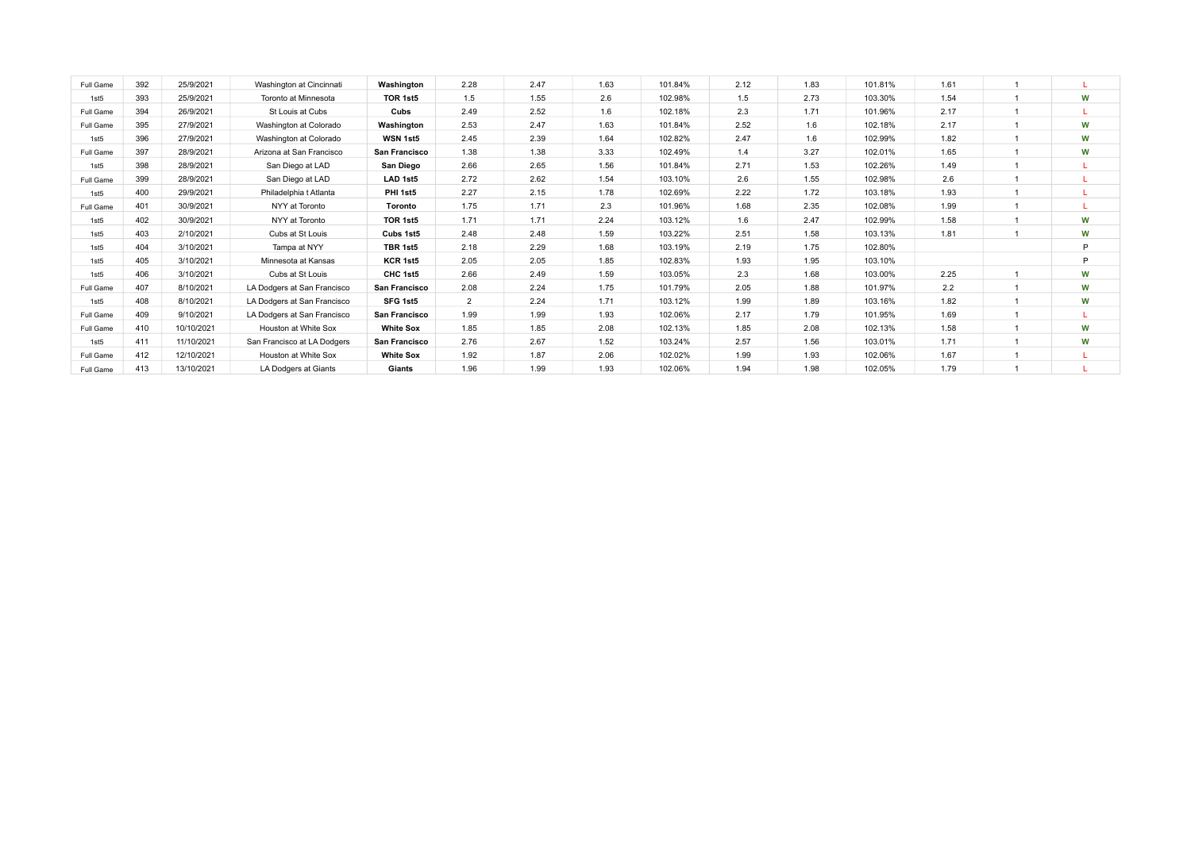| | | | | | | | | | | | | | | |
|---|---|---|---|---|---|---|---|---|---|---|---|---|---|---|
| Full Game | 392 | 25/9/2021 | Washington at Cincinnati | **Washington** | 2.28 | 2.47 | 1.63 | 101.84% | 2.12 | 1.83 | 101.81% | 1.61 | 1 | L |
| 1st5 | 393 | 25/9/2021 | Toronto at Minnesota | **TOR 1st5** | 1.5 | 1.55 | 2.6 | 102.98% | 1.5 | 2.73 | 103.30% | 1.54 | 1 | **W** |
| Full Game | 394 | 26/9/2021 | St Louis at Cubs | **Cubs** | 2.49 | 2.52 | 1.6 | 102.18% | 2.3 | 1.71 | 101.96% | 2.17 | 1 | L |
| Full Game | 395 | 27/9/2021 | Washington at Colorado | **Washington** | 2.53 | 2.47 | 1.63 | 101.84% | 2.52 | 1.6 | 102.18% | 2.17 | 1 | **W** |
| 1st5 | 396 | 27/9/2021 | Washington at Colorado | **WSN 1st5** | 2.45 | 2.39 | 1.64 | 102.82% | 2.47 | 1.6 | 102.99% | 1.82 | 1 | **W** |
| Full Game | 397 | 28/9/2021 | Arizona at San Francisco | **San Francisco** | 1.38 | 1.38 | 3.33 | 102.49% | 1.4 | 3.27 | 102.01% | 1.65 | 1 | **W** |
| 1st5 | 398 | 28/9/2021 | San Diego at LAD | **San Diego** | 2.66 | 2.65 | 1.56 | 101.84% | 2.71 | 1.53 | 102.26% | 1.49 | 1 | L |
| Full Game | 399 | 28/9/2021 | San Diego at LAD | **LAD 1st5** | 2.72 | 2.62 | 1.54 | 103.10% | 2.6 | 1.55 | 102.98% | 2.6 | 1 | L |
| 1st5 | 400 | 29/9/2021 | Philadelphia t Atlanta | **PHI 1st5** | 2.27 | 2.15 | 1.78 | 102.69% | 2.22 | 1.72 | 103.18% | 1.93 | 1 | L |
| Full Game | 401 | 30/9/2021 | NYY at Toronto | **Toronto** | 1.75 | 1.71 | 2.3 | 101.96% | 1.68 | 2.35 | 102.08% | 1.99 | 1 | L |
| 1st5 | 402 | 30/9/2021 | NYY at Toronto | **TOR 1st5** | 1.71 | 1.71 | 2.24 | 103.12% | 1.6 | 2.47 | 102.99% | 1.58 | 1 | **W** |
| 1st5 | 403 | 2/10/2021 | Cubs at St Louis | **Cubs 1st5** | 2.48 | 2.48 | 1.59 | 103.22% | 2.51 | 1.58 | 103.13% | 1.81 | 1 | **W** |
| 1st5 | 404 | 3/10/2021 | Tampa at NYY | **TBR 1st5** | 2.18 | 2.29 | 1.68 | 103.19% | 2.19 | 1.75 | 102.80% | | | P |
| 1st5 | 405 | 3/10/2021 | Minnesota at Kansas | **KCR 1st5** | 2.05 | 2.05 | 1.85 | 102.83% | 1.93 | 1.95 | 103.10% | | | P |
| 1st5 | 406 | 3/10/2021 | Cubs at St Louis | **CHC 1st5** | 2.66 | 2.49 | 1.59 | 103.05% | 2.3 | 1.68 | 103.00% | 2.25 | 1 | **W** |
| Full Game | 407 | 8/10/2021 | LA Dodgers at San Francisco | **San Francisco** | 2.08 | 2.24 | 1.75 | 101.79% | 2.05 | 1.88 | 101.97% | 2.2 | 1 | **W** |
| 1st5 | 408 | 8/10/2021 | LA Dodgers at San Francisco | **SFG 1st5** | 2 | 2.24 | 1.71 | 103.12% | 1.99 | 1.89 | 103.16% | 1.82 | 1 | **W** |
| Full Game | 409 | 9/10/2021 | LA Dodgers at San Francisco | **San Francisco** | 1.99 | 1.99 | 1.93 | 102.06% | 2.17 | 1.79 | 101.95% | 1.69 | 1 | L |
| Full Game | 410 | 10/10/2021 | Houston at White Sox | **White Sox** | 1.85 | 1.85 | 2.08 | 102.13% | 1.85 | 2.08 | 102.13% | 1.58 | 1 | **W** |
| 1st5 | 411 | 11/10/2021 | San Francisco at LA Dodgers | **San Francisco** | 2.76 | 2.67 | 1.52 | 103.24% | 2.57 | 1.56 | 103.01% | 1.71 | 1 | **W** |
| Full Game | 412 | 12/10/2021 | Houston at White Sox | **White Sox** | 1.92 | 1.87 | 2.06 | 102.02% | 1.99 | 1.93 | 102.06% | 1.67 | 1 | L |
| Full Game | 413 | 13/10/2021 | LA Dodgers at Giants | **Giants** | 1.96 | 1.99 | 1.93 | 102.06% | 1.94 | 1.98 | 102.05% | 1.79 | 1 | L |